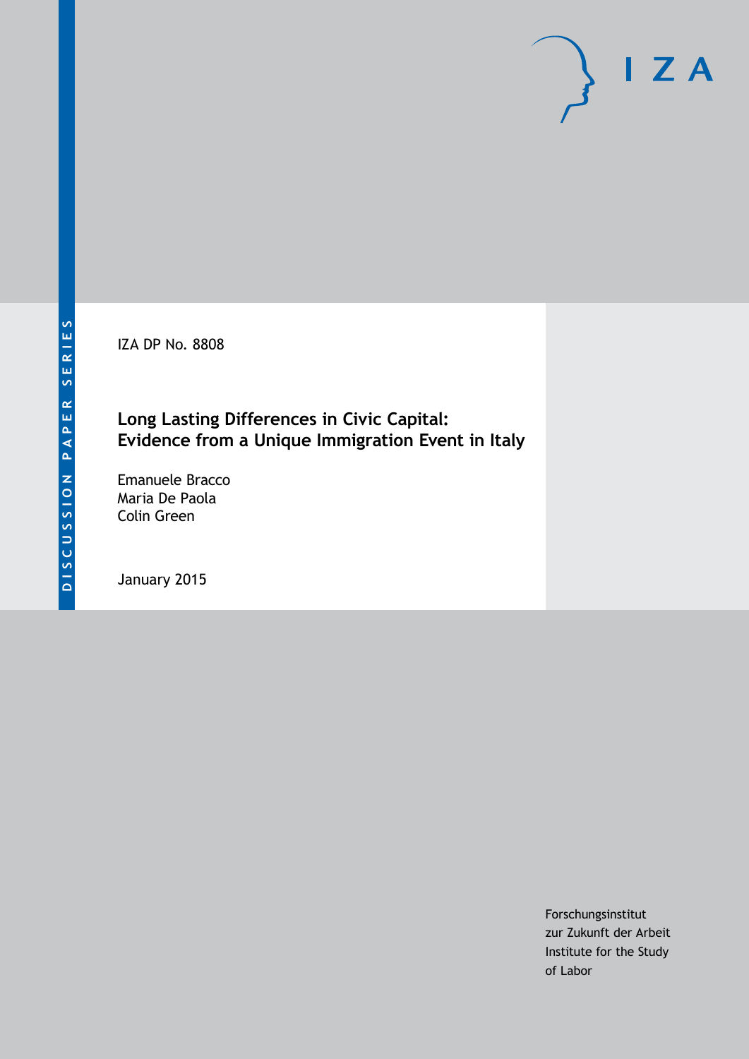DISCUSSION PAPER SERIES

IZA DP No. 8808

# Long Lasting Differences in Civic Capital: Evidence from a Unique Immigration Event in Italy

Emanuele Bracco
Maria De Paola
Colin Green

January 2015

Forschungsinstitut
zur Zukunft der Arbeit
Institute for the Study
of Labor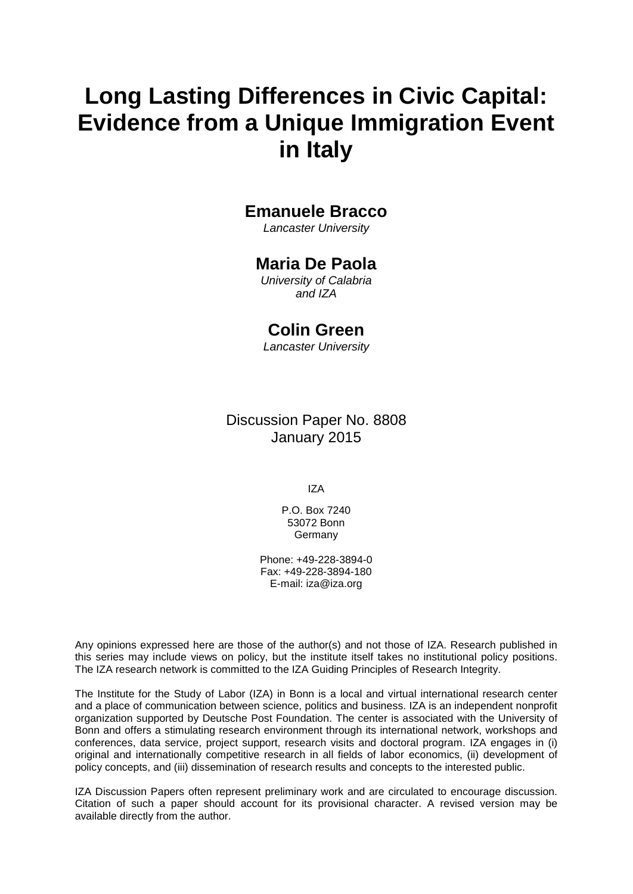# Long Lasting Differences in Civic Capital: Evidence from a Unique Immigration Event in Italy

**Emanuele Bracco**
*Lancaster University*

**Maria De Paola**
*University of Calabria and IZA*

**Colin Green**
*Lancaster University*

Discussion Paper No. 8808
January 2015

IZA

P.O. Box 7240
53072 Bonn
Germany

Phone: +49-228-3894-0
Fax: +49-228-3894-180
E-mail: iza@iza.org

Any opinions expressed here are those of the author(s) and not those of IZA. Research published in this series may include views on policy, but the institute itself takes no institutional policy positions. The IZA research network is committed to the IZA Guiding Principles of Research Integrity.

The Institute for the Study of Labor (IZA) in Bonn is a local and virtual international research center and a place of communication between science, politics and business. IZA is an independent nonprofit organization supported by Deutsche Post Foundation. The center is associated with the University of Bonn and offers a stimulating research environment through its international network, workshops and conferences, data service, project support, research visits and doctoral program. IZA engages in (i) original and internationally competitive research in all fields of labor economics, (ii) development of policy concepts, and (iii) dissemination of research results and concepts to the interested public.

IZA Discussion Papers often represent preliminary work and are circulated to encourage discussion. Citation of such a paper should account for its provisional character. A revised version may be available directly from the author.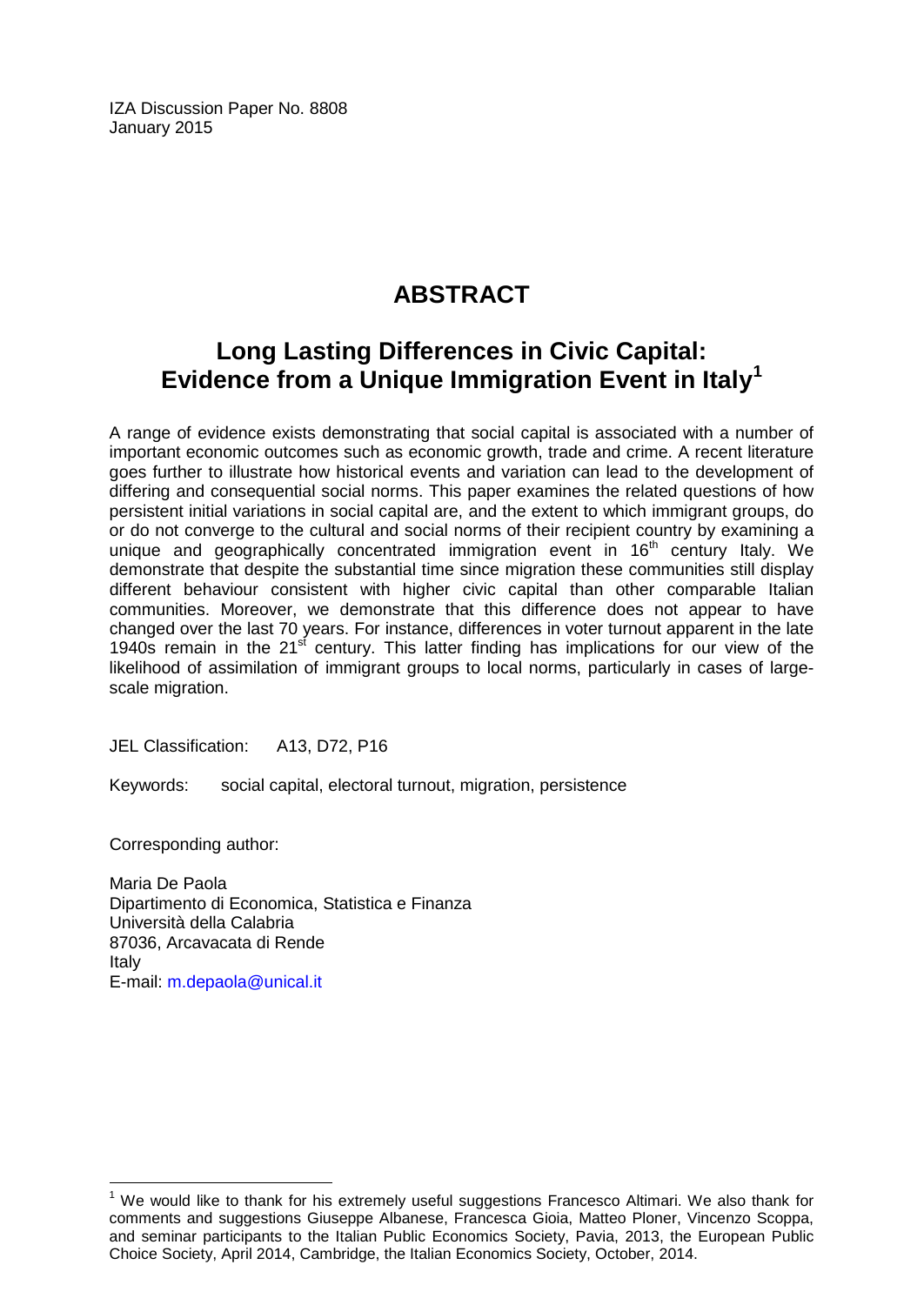IZA Discussion Paper No. 8808
January 2015

# ABSTRACT

## Long Lasting Differences in Civic Capital: Evidence from a Unique Immigration Event in Italy[1]

A range of evidence exists demonstrating that social capital is associated with a number of important economic outcomes such as economic growth, trade and crime. A recent literature goes further to illustrate how historical events and variation can lead to the development of differing and consequential social norms. This paper examines the related questions of how persistent initial variations in social capital are, and the extent to which immigrant groups, do or do not converge to the cultural and social norms of their recipient country by examining a unique and geographically concentrated immigration event in 16th century Italy. We demonstrate that despite the substantial time since migration these communities still display different behaviour consistent with higher civic capital than other comparable Italian communities. Moreover, we demonstrate that this difference does not appear to have changed over the last 70 years. For instance, differences in voter turnout apparent in the late 1940s remain in the 21st century. This latter finding has implications for our view of the likelihood of assimilation of immigrant groups to local norms, particularly in cases of large-scale migration.

JEL Classification: A13, D72, P16

Keywords: social capital, electoral turnout, migration, persistence

Corresponding author:

Maria De Paola
Dipartimento di Economica, Statistica e Finanza
Università della Calabria
87036, Arcavacata di Rende
Italy
E-mail: m.depaola@unical.it

[1] We would like to thank for his extremely useful suggestions Francesco Altimari. We also thank for comments and suggestions Giuseppe Albanese, Francesca Gioia, Matteo Ploner, Vincenzo Scoppa, and seminar participants to the Italian Public Economics Society, Pavia, 2013, the European Public Choice Society, April 2014, Cambridge, the Italian Economics Society, October, 2014.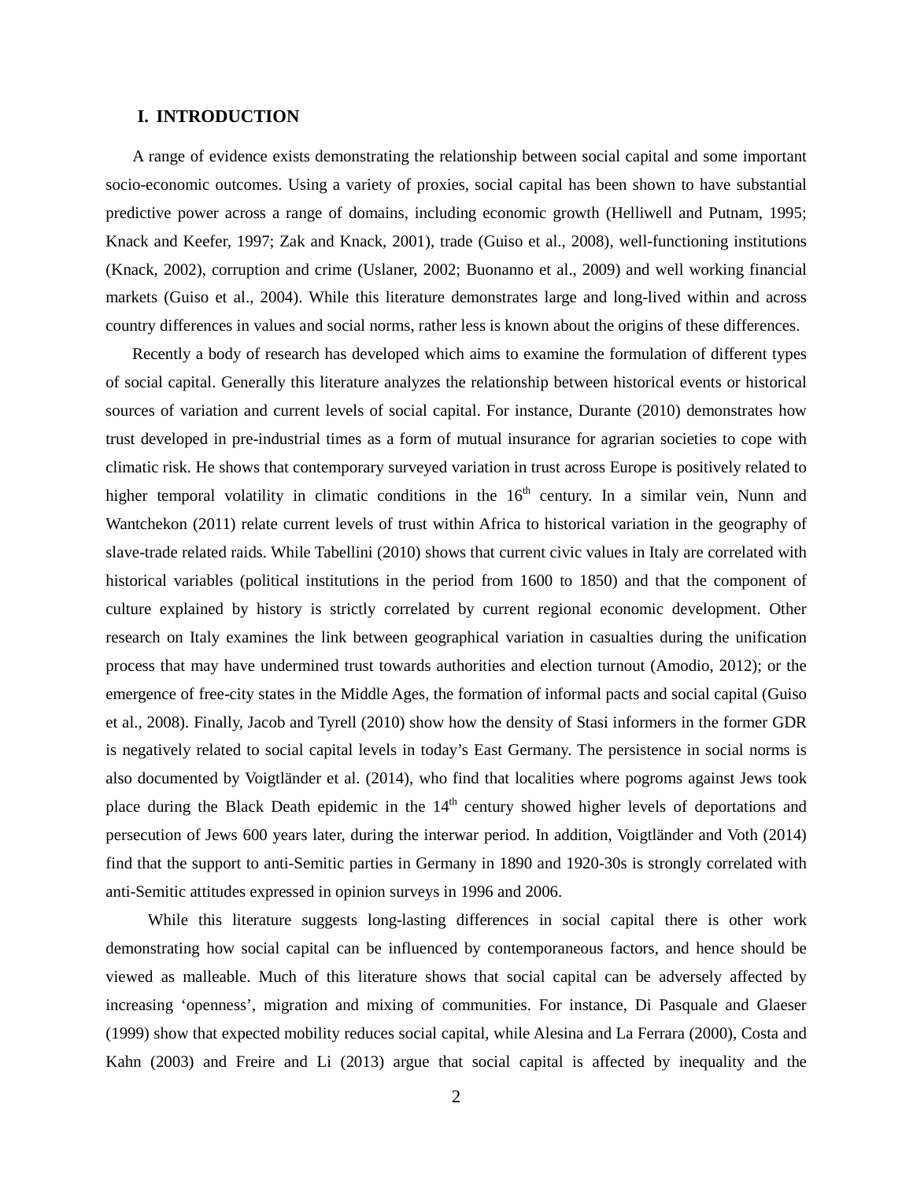# I. INTRODUCTION

A range of evidence exists demonstrating the relationship between social capital and some important socio-economic outcomes. Using a variety of proxies, social capital has been shown to have substantial predictive power across a range of domains, including economic growth (Helliwell and Putnam, 1995; Knack and Keefer, 1997; Zak and Knack, 2001), trade (Guiso et al., 2008), well-functioning institutions (Knack, 2002), corruption and crime (Uslaner, 2002; Buonanno et al., 2009) and well working financial markets (Guiso et al., 2004). While this literature demonstrates large and long-lived within and across country differences in values and social norms, rather less is known about the origins of these differences.

Recently a body of research has developed which aims to examine the formulation of different types of social capital. Generally this literature analyzes the relationship between historical events or historical sources of variation and current levels of social capital. For instance, Durante (2010) demonstrates how trust developed in pre-industrial times as a form of mutual insurance for agrarian societies to cope with climatic risk. He shows that contemporary surveyed variation in trust across Europe is positively related to higher temporal volatility in climatic conditions in the 16th century. In a similar vein, Nunn and Wantchekon (2011) relate current levels of trust within Africa to historical variation in the geography of slave-trade related raids. While Tabellini (2010) shows that current civic values in Italy are correlated with historical variables (political institutions in the period from 1600 to 1850) and that the component of culture explained by history is strictly correlated by current regional economic development. Other research on Italy examines the link between geographical variation in casualties during the unification process that may have undermined trust towards authorities and election turnout (Amodio, 2012); or the emergence of free-city states in the Middle Ages, the formation of informal pacts and social capital (Guiso et al., 2008). Finally, Jacob and Tyrell (2010) show how the density of Stasi informers in the former GDR is negatively related to social capital levels in today's East Germany. The persistence in social norms is also documented by Voigtländer et al. (2014), who find that localities where pogroms against Jews took place during the Black Death epidemic in the 14th century showed higher levels of deportations and persecution of Jews 600 years later, during the interwar period. In addition, Voigtländer and Voth (2014) find that the support to anti-Semitic parties in Germany in 1890 and 1920-30s is strongly correlated with anti-Semitic attitudes expressed in opinion surveys in 1996 and 2006.

While this literature suggests long-lasting differences in social capital there is other work demonstrating how social capital can be influenced by contemporaneous factors, and hence should be viewed as malleable. Much of this literature shows that social capital can be adversely affected by increasing 'openness', migration and mixing of communities. For instance, Di Pasquale and Glaeser (1999) show that expected mobility reduces social capital, while Alesina and La Ferrara (2000), Costa and Kahn (2003) and Freire and Li (2013) argue that social capital is affected by inequality and the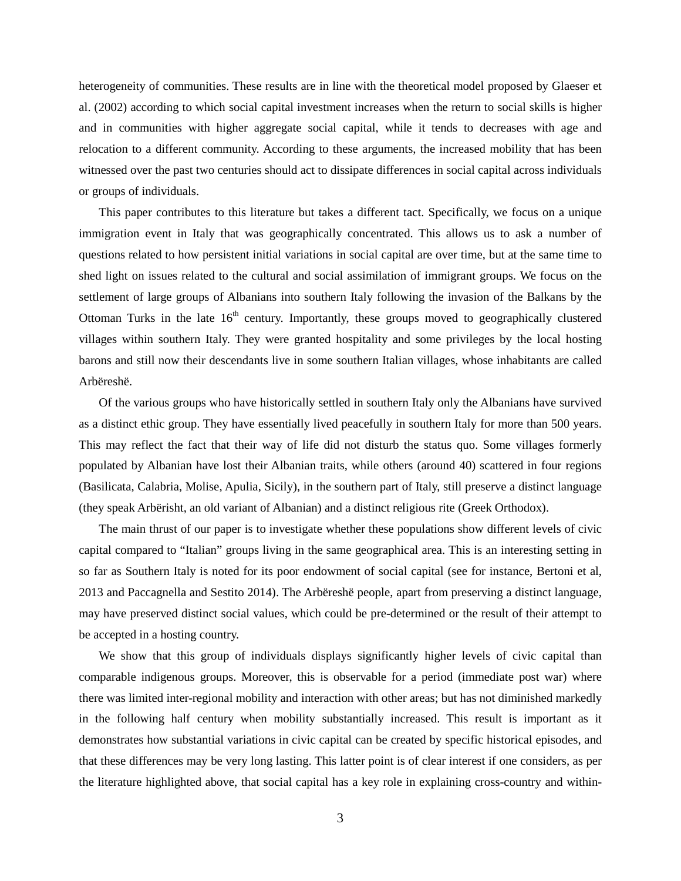heterogeneity of communities. These results are in line with the theoretical model proposed by Glaeser et al. (2002) according to which social capital investment increases when the return to social skills is higher and in communities with higher aggregate social capital, while it tends to decreases with age and relocation to a different community. According to these arguments, the increased mobility that has been witnessed over the past two centuries should act to dissipate differences in social capital across individuals or groups of individuals.

This paper contributes to this literature but takes a different tact. Specifically, we focus on a unique immigration event in Italy that was geographically concentrated. This allows us to ask a number of questions related to how persistent initial variations in social capital are over time, but at the same time to shed light on issues related to the cultural and social assimilation of immigrant groups. We focus on the settlement of large groups of Albanians into southern Italy following the invasion of the Balkans by the Ottoman Turks in the late 16th century. Importantly, these groups moved to geographically clustered villages within southern Italy. They were granted hospitality and some privileges by the local hosting barons and still now their descendants live in some southern Italian villages, whose inhabitants are called Arbëreshë.

Of the various groups who have historically settled in southern Italy only the Albanians have survived as a distinct ethic group. They have essentially lived peacefully in southern Italy for more than 500 years. This may reflect the fact that their way of life did not disturb the status quo. Some villages formerly populated by Albanian have lost their Albanian traits, while others (around 40) scattered in four regions (Basilicata, Calabria, Molise, Apulia, Sicily), in the southern part of Italy, still preserve a distinct language (they speak Arbërisht, an old variant of Albanian) and a distinct religious rite (Greek Orthodox).

The main thrust of our paper is to investigate whether these populations show different levels of civic capital compared to "Italian" groups living in the same geographical area. This is an interesting setting in so far as Southern Italy is noted for its poor endowment of social capital (see for instance, Bertoni et al, 2013 and Paccagnella and Sestito 2014). The Arbëreshë people, apart from preserving a distinct language, may have preserved distinct social values, which could be pre-determined or the result of their attempt to be accepted in a hosting country.

We show that this group of individuals displays significantly higher levels of civic capital than comparable indigenous groups. Moreover, this is observable for a period (immediate post war) where there was limited inter-regional mobility and interaction with other areas; but has not diminished markedly in the following half century when mobility substantially increased. This result is important as it demonstrates how substantial variations in civic capital can be created by specific historical episodes, and that these differences may be very long lasting. This latter point is of clear interest if one considers, as per the literature highlighted above, that social capital has a key role in explaining cross-country and within-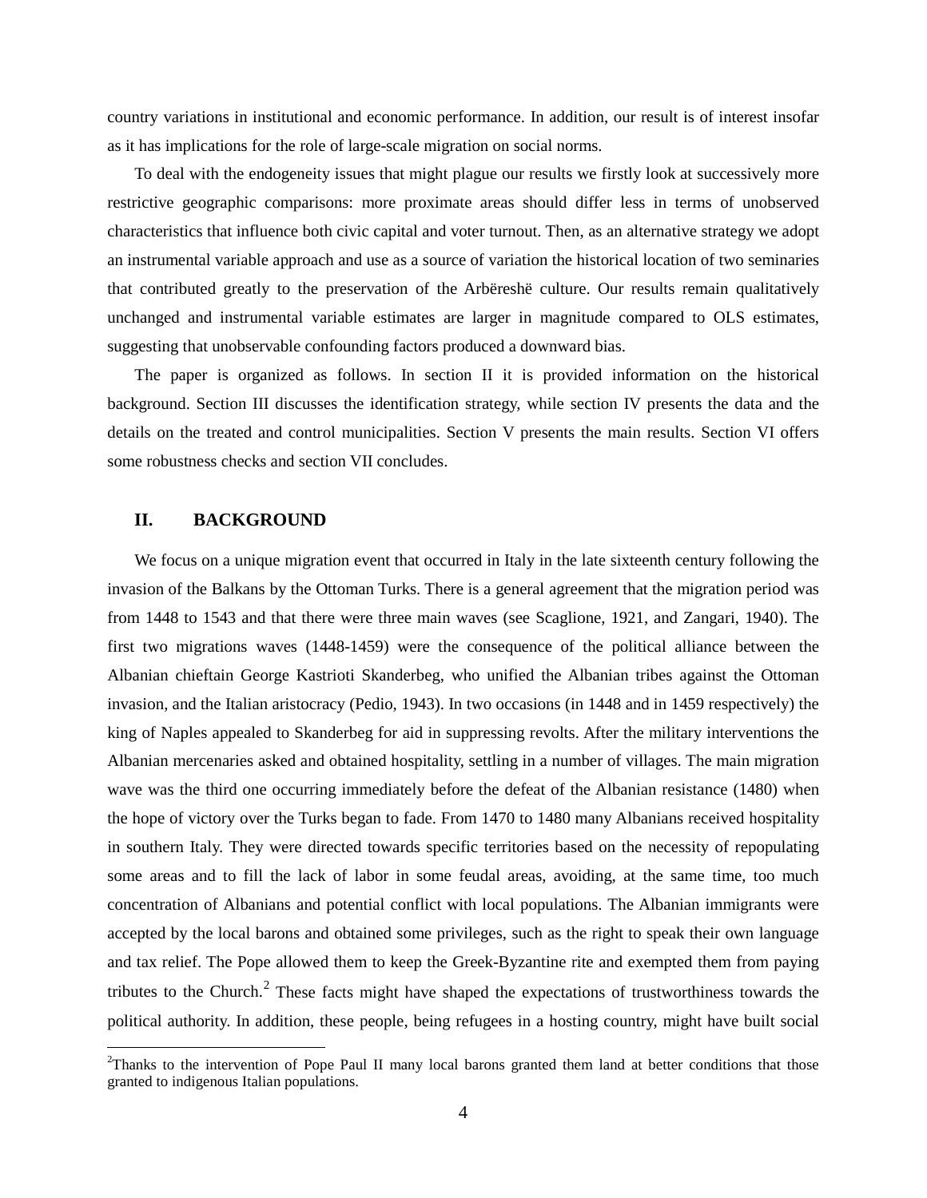country variations in institutional and economic performance. In addition, our result is of interest insofar as it has implications for the role of large-scale migration on social norms.

To deal with the endogeneity issues that might plague our results we firstly look at successively more restrictive geographic comparisons: more proximate areas should differ less in terms of unobserved characteristics that influence both civic capital and voter turnout. Then, as an alternative strategy we adopt an instrumental variable approach and use as a source of variation the historical location of two seminaries that contributed greatly to the preservation of the Arbëreshë culture. Our results remain qualitatively unchanged and instrumental variable estimates are larger in magnitude compared to OLS estimates, suggesting that unobservable confounding factors produced a downward bias.

The paper is organized as follows. In section II it is provided information on the historical background. Section III discusses the identification strategy, while section IV presents the data and the details on the treated and control municipalities. Section V presents the main results. Section VI offers some robustness checks and section VII concludes.

## II. BACKGROUND

We focus on a unique migration event that occurred in Italy in the late sixteenth century following the invasion of the Balkans by the Ottoman Turks. There is a general agreement that the migration period was from 1448 to 1543 and that there were three main waves (see Scaglione, 1921, and Zangari, 1940). The first two migrations waves (1448-1459) were the consequence of the political alliance between the Albanian chieftain George Kastrioti Skanderbeg, who unified the Albanian tribes against the Ottoman invasion, and the Italian aristocracy (Pedio, 1943). In two occasions (in 1448 and in 1459 respectively) the king of Naples appealed to Skanderbeg for aid in suppressing revolts. After the military interventions the Albanian mercenaries asked and obtained hospitality, settling in a number of villages. The main migration wave was the third one occurring immediately before the defeat of the Albanian resistance (1480) when the hope of victory over the Turks began to fade. From 1470 to 1480 many Albanians received hospitality in southern Italy. They were directed towards specific territories based on the necessity of repopulating some areas and to fill the lack of labor in some feudal areas, avoiding, at the same time, too much concentration of Albanians and potential conflict with local populations. The Albanian immigrants were accepted by the local barons and obtained some privileges, such as the right to speak their own language and tax relief. The Pope allowed them to keep the Greek-Byzantine rite and exempted them from paying tributes to the Church.[2] These facts might have shaped the expectations of trustworthiness towards the political authority. In addition, these people, being refugees in a hosting country, might have built social

[2]Thanks to the intervention of Pope Paul II many local barons granted them land at better conditions that those granted to indigenous Italian populations.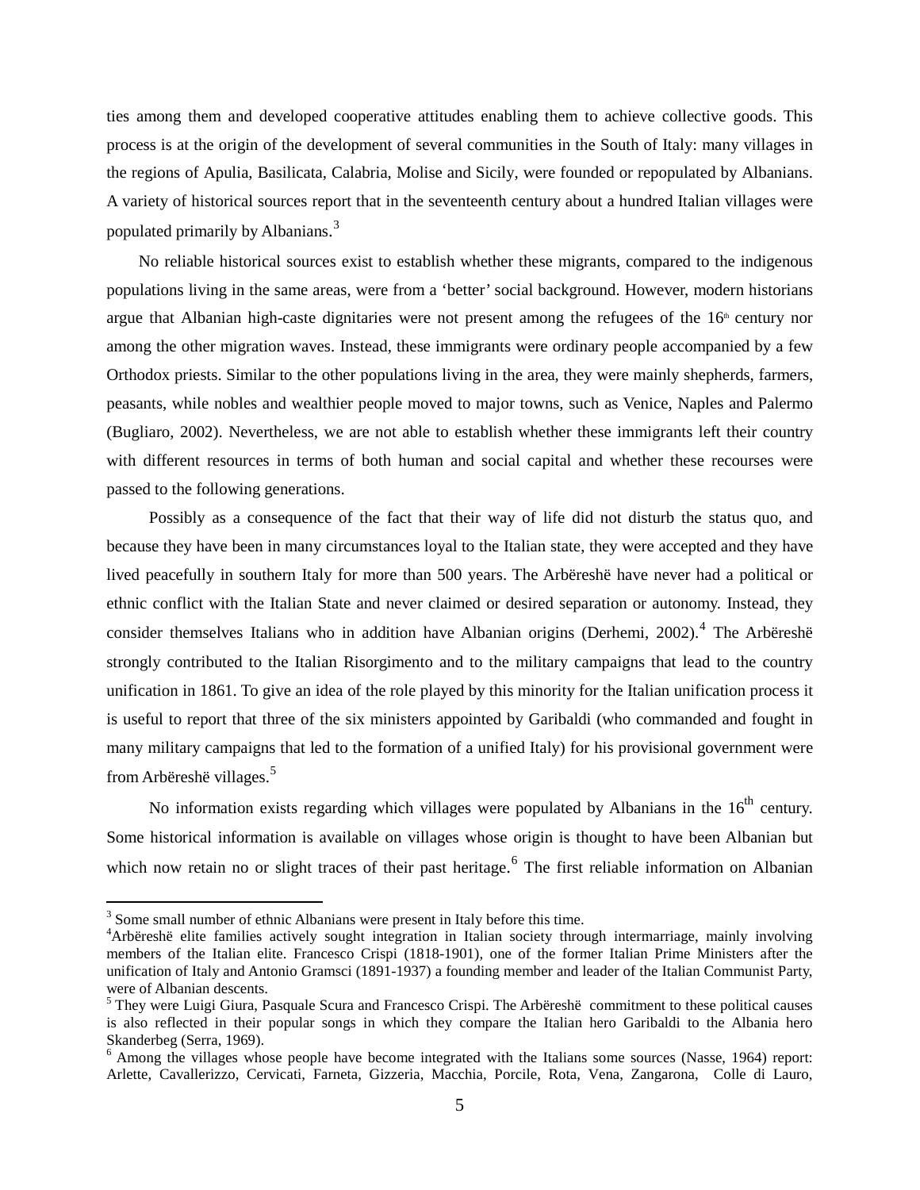ties among them and developed cooperative attitudes enabling them to achieve collective goods. This process is at the origin of the development of several communities in the South of Italy: many villages in the regions of Apulia, Basilicata, Calabria, Molise and Sicily, were founded or repopulated by Albanians. A variety of historical sources report that in the seventeenth century about a hundred Italian villages were populated primarily by Albanians.[3]

No reliable historical sources exist to establish whether these migrants, compared to the indigenous populations living in the same areas, were from a 'better' social background. However, modern historians argue that Albanian high-caste dignitaries were not present among the refugees of the 16th century nor among the other migration waves. Instead, these immigrants were ordinary people accompanied by a few Orthodox priests. Similar to the other populations living in the area, they were mainly shepherds, farmers, peasants, while nobles and wealthier people moved to major towns, such as Venice, Naples and Palermo (Bugliaro, 2002). Nevertheless, we are not able to establish whether these immigrants left their country with different resources in terms of both human and social capital and whether these recourses were passed to the following generations.

Possibly as a consequence of the fact that their way of life did not disturb the status quo, and because they have been in many circumstances loyal to the Italian state, they were accepted and they have lived peacefully in southern Italy for more than 500 years. The Arbëreshë have never had a political or ethnic conflict with the Italian State and never claimed or desired separation or autonomy. Instead, they consider themselves Italians who in addition have Albanian origins (Derhemi, 2002).[4] The Arbëreshë strongly contributed to the Italian Risorgimento and to the military campaigns that lead to the country unification in 1861. To give an idea of the role played by this minority for the Italian unification process it is useful to report that three of the six ministers appointed by Garibaldi (who commanded and fought in many military campaigns that led to the formation of a unified Italy) for his provisional government were from Arbëreshë villages.[5]

No information exists regarding which villages were populated by Albanians in the 16th century. Some historical information is available on villages whose origin is thought to have been Albanian but which now retain no or slight traces of their past heritage.[6] The first reliable information on Albanian

---

[3] Some small number of ethnic Albanians were present in Italy before this time.

[4] Arbëreshë elite families actively sought integration in Italian society through intermarriage, mainly involving members of the Italian elite. Francesco Crispi (1818-1901), one of the former Italian Prime Ministers after the unification of Italy and Antonio Gramsci (1891-1937) a founding member and leader of the Italian Communist Party, were of Albanian descents.

[5] They were Luigi Giura, Pasquale Scura and Francesco Crispi. The Arbëreshë commitment to these political causes is also reflected in their popular songs in which they compare the Italian hero Garibaldi to the Albania hero Skanderbeg (Serra, 1969).

[6] Among the villages whose people have become integrated with the Italians some sources (Nasse, 1964) report: Arlette, Cavallerizzo, Cervicati, Farneta, Gizzeria, Macchia, Porcile, Rota, Vena, Zangarona, Colle di Lauro,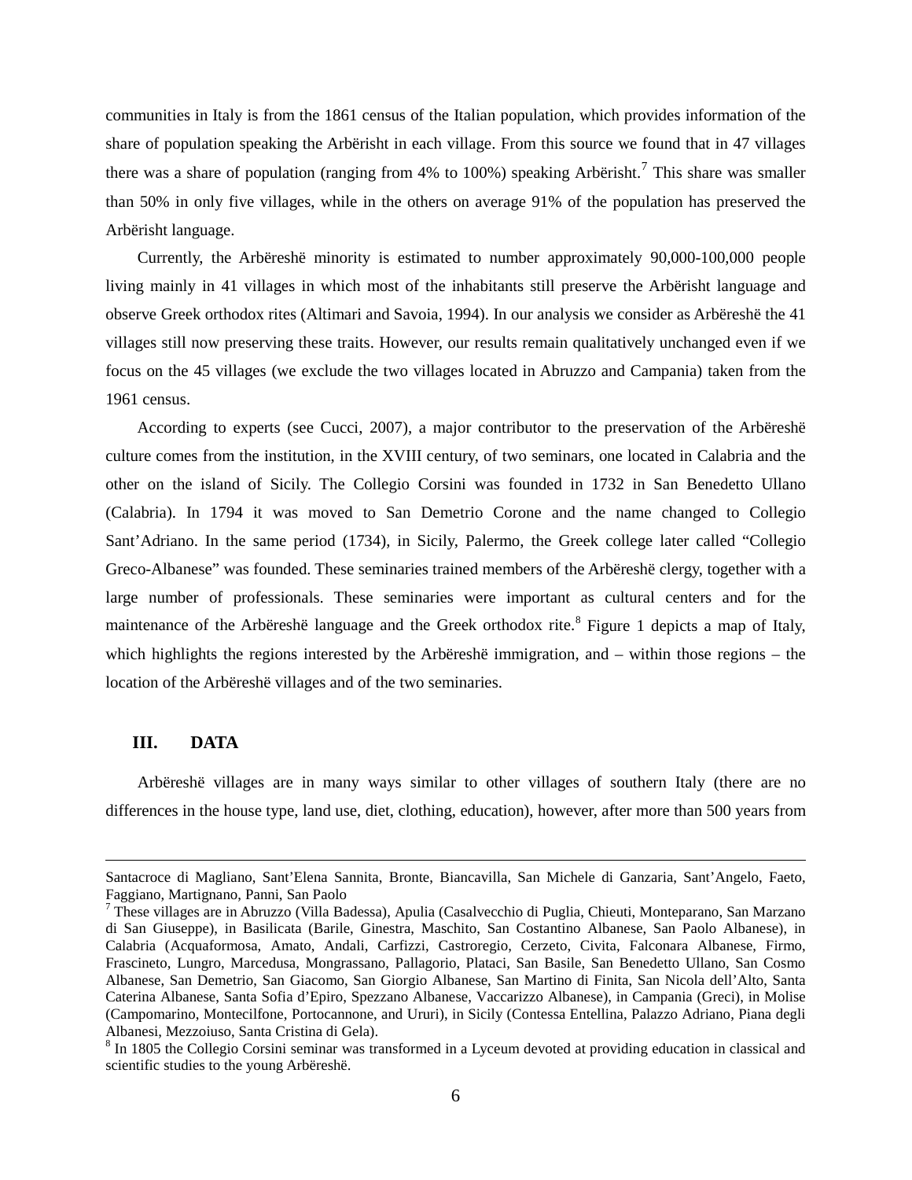communities in Italy is from the 1861 census of the Italian population, which provides information of the share of population speaking the Arbërisht in each village. From this source we found that in 47 villages there was a share of population (ranging from 4% to 100%) speaking Arbërisht.[7] This share was smaller than 50% in only five villages, while in the others on average 91% of the population has preserved the Arbërisht language.

Currently, the Arbëreshë minority is estimated to number approximately 90,000-100,000 people living mainly in 41 villages in which most of the inhabitants still preserve the Arbërisht language and observe Greek orthodox rites (Altimari and Savoia, 1994). In our analysis we consider as Arbëreshë the 41 villages still now preserving these traits. However, our results remain qualitatively unchanged even if we focus on the 45 villages (we exclude the two villages located in Abruzzo and Campania) taken from the 1961 census.

According to experts (see Cucci, 2007), a major contributor to the preservation of the Arbëreshë culture comes from the institution, in the XVIII century, of two seminars, one located in Calabria and the other on the island of Sicily. The Collegio Corsini was founded in 1732 in San Benedetto Ullano (Calabria). In 1794 it was moved to San Demetrio Corone and the name changed to Collegio Sant'Adriano. In the same period (1734), in Sicily, Palermo, the Greek college later called "Collegio Greco-Albanese" was founded. These seminaries trained members of the Arbëreshë clergy, together with a large number of professionals. These seminaries were important as cultural centers and for the maintenance of the Arbëreshë language and the Greek orthodox rite.[8] Figure 1 depicts a map of Italy, which highlights the regions interested by the Arbëreshë immigration, and – within those regions – the location of the Arbëreshë villages and of the two seminaries.

## III. DATA

Arbëreshë villages are in many ways similar to other villages of southern Italy (there are no differences in the house type, land use, diet, clothing, education), however, after more than 500 years from

---

Santacroce di Magliano, Sant'Elena Sannita, Bronte, Biancavilla, San Michele di Ganzaria, Sant'Angelo, Faeto, Faggiano, Martignano, Panni, San Paolo

[7] These villages are in Abruzzo (Villa Badessa), Apulia (Casalvecchio di Puglia, Chieuti, Monteparano, San Marzano di San Giuseppe), in Basilicata (Barile, Ginestra, Maschito, San Costantino Albanese, San Paolo Albanese), in Calabria (Acquaformosa, Amato, Andali, Carfizzi, Castroregio, Cerzeto, Civita, Falconara Albanese, Firmo, Frascineto, Lungro, Marcedusa, Mongrassano, Pallagorio, Plataci, San Basile, San Benedetto Ullano, San Cosmo Albanese, San Demetrio, San Giacomo, San Giorgio Albanese, San Martino di Finita, San Nicola dell'Alto, Santa Caterina Albanese, Santa Sofia d'Epiro, Spezzano Albanese, Vaccarizzo Albanese), in Campania (Greci), in Molise (Campomarino, Montecilfone, Portocannone, and Ururi), in Sicily (Contessa Entellina, Palazzo Adriano, Piana degli Albanesi, Mezzoiuso, Santa Cristina di Gela).

[8] In 1805 the Collegio Corsini seminar was transformed in a Lyceum devoted at providing education in classical and scientific studies to the young Arbëreshë.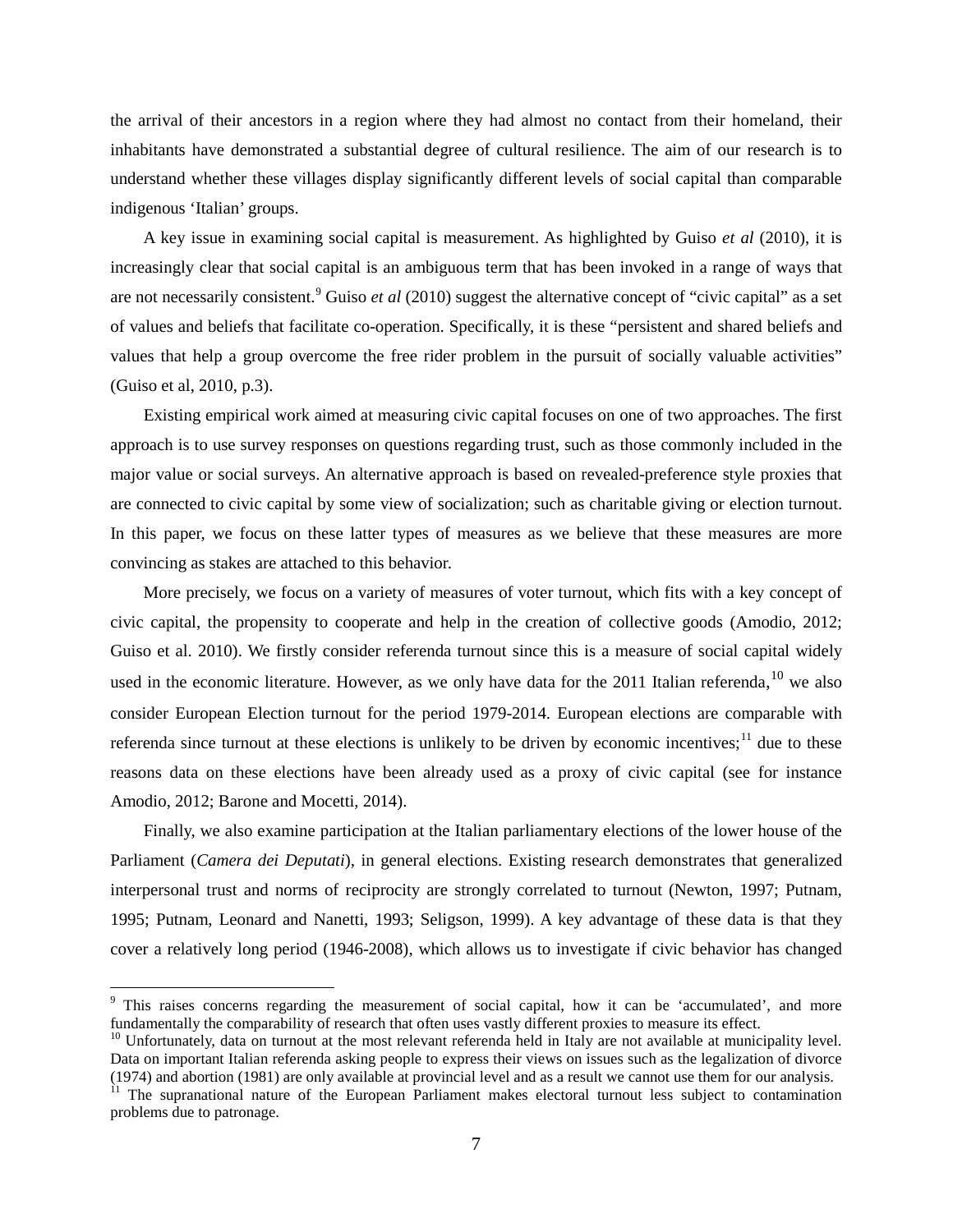the arrival of their ancestors in a region where they had almost no contact from their homeland, their inhabitants have demonstrated a substantial degree of cultural resilience. The aim of our research is to understand whether these villages display significantly different levels of social capital than comparable indigenous 'Italian' groups.

A key issue in examining social capital is measurement. As highlighted by Guiso *et al* (2010), it is increasingly clear that social capital is an ambiguous term that has been invoked in a range of ways that are not necessarily consistent.[9] Guiso *et al* (2010) suggest the alternative concept of "civic capital" as a set of values and beliefs that facilitate co-operation. Specifically, it is these "persistent and shared beliefs and values that help a group overcome the free rider problem in the pursuit of socially valuable activities" (Guiso et al, 2010, p.3).

Existing empirical work aimed at measuring civic capital focuses on one of two approaches. The first approach is to use survey responses on questions regarding trust, such as those commonly included in the major value or social surveys. An alternative approach is based on revealed-preference style proxies that are connected to civic capital by some view of socialization; such as charitable giving or election turnout. In this paper, we focus on these latter types of measures as we believe that these measures are more convincing as stakes are attached to this behavior.

More precisely, we focus on a variety of measures of voter turnout, which fits with a key concept of civic capital, the propensity to cooperate and help in the creation of collective goods (Amodio, 2012; Guiso et al. 2010). We firstly consider referenda turnout since this is a measure of social capital widely used in the economic literature. However, as we only have data for the 2011 Italian referenda,[10] we also consider European Election turnout for the period 1979-2014. European elections are comparable with referenda since turnout at these elections is unlikely to be driven by economic incentives;[11] due to these reasons data on these elections have been already used as a proxy of civic capital (see for instance Amodio, 2012; Barone and Mocetti, 2014).

Finally, we also examine participation at the Italian parliamentary elections of the lower house of the Parliament (*Camera dei Deputati*), in general elections. Existing research demonstrates that generalized interpersonal trust and norms of reciprocity are strongly correlated to turnout (Newton, 1997; Putnam, 1995; Putnam, Leonard and Nanetti, 1993; Seligson, 1999). A key advantage of these data is that they cover a relatively long period (1946-2008), which allows us to investigate if civic behavior has changed

[9] This raises concerns regarding the measurement of social capital, how it can be 'accumulated', and more fundamentally the comparability of research that often uses vastly different proxies to measure its effect.

[10] Unfortunately, data on turnout at the most relevant referenda held in Italy are not available at municipality level. Data on important Italian referenda asking people to express their views on issues such as the legalization of divorce (1974) and abortion (1981) are only available at provincial level and as a result we cannot use them for our analysis.

[11] The supranational nature of the European Parliament makes electoral turnout less subject to contamination problems due to patronage.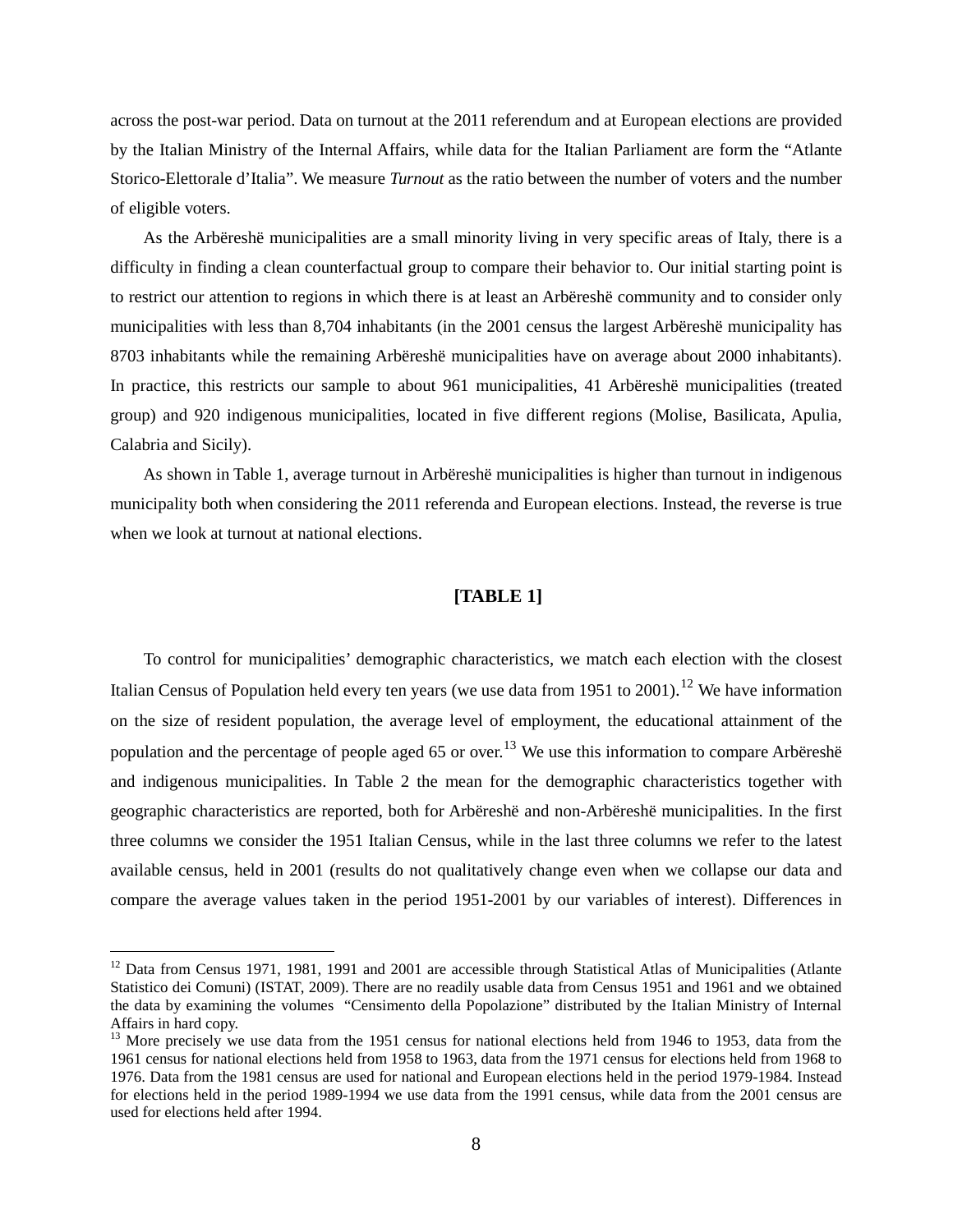across the post-war period. Data on turnout at the 2011 referendum and at European elections are provided by the Italian Ministry of the Internal Affairs, while data for the Italian Parliament are form the “Atlante Storico-Elettorale d’Italia”. We measure *Turnout* as the ratio between the number of voters and the number of eligible voters.

As the Arbëreshë municipalities are a small minority living in very specific areas of Italy, there is a difficulty in finding a clean counterfactual group to compare their behavior to. Our initial starting point is to restrict our attention to regions in which there is at least an Arbëreshë community and to consider only municipalities with less than 8,704 inhabitants (in the 2001 census the largest Arbëreshë municipality has 8703 inhabitants while the remaining Arbëreshë municipalities have on average about 2000 inhabitants). In practice, this restricts our sample to about 961 municipalities, 41 Arbëreshë municipalities (treated group) and 920 indigenous municipalities, located in five different regions (Molise, Basilicata, Apulia, Calabria and Sicily).

As shown in Table 1, average turnout in Arbëreshë municipalities is higher than turnout in indigenous municipality both when considering the 2011 referenda and European elections. Instead, the reverse is true when we look at turnout at national elections.

**[TABLE 1]**

To control for municipalities’ demographic characteristics, we match each election with the closest Italian Census of Population held every ten years (we use data from 1951 to 2001).[12] We have information on the size of resident population, the average level of employment, the educational attainment of the population and the percentage of people aged 65 or over.[13] We use this information to compare Arbëreshë and indigenous municipalities. In Table 2 the mean for the demographic characteristics together with geographic characteristics are reported, both for Arbëreshë and non-Arbëreshë municipalities. In the first three columns we consider the 1951 Italian Census, while in the last three columns we refer to the latest available census, held in 2001 (results do not qualitatively change even when we collapse our data and compare the average values taken in the period 1951-2001 by our variables of interest). Differences in

[12] Data from Census 1971, 1981, 1991 and 2001 are accessible through Statistical Atlas of Municipalities (Atlante Statistico dei Comuni) (ISTAT, 2009). There are no readily usable data from Census 1951 and 1961 and we obtained the data by examining the volumes “Censimento della Popolazione” distributed by the Italian Ministry of Internal Affairs in hard copy.

[13] More precisely we use data from the 1951 census for national elections held from 1946 to 1953, data from the 1961 census for national elections held from 1958 to 1963, data from the 1971 census for elections held from 1968 to 1976. Data from the 1981 census are used for national and European elections held in the period 1979-1984. Instead for elections held in the period 1989-1994 we use data from the 1991 census, while data from the 2001 census are used for elections held after 1994.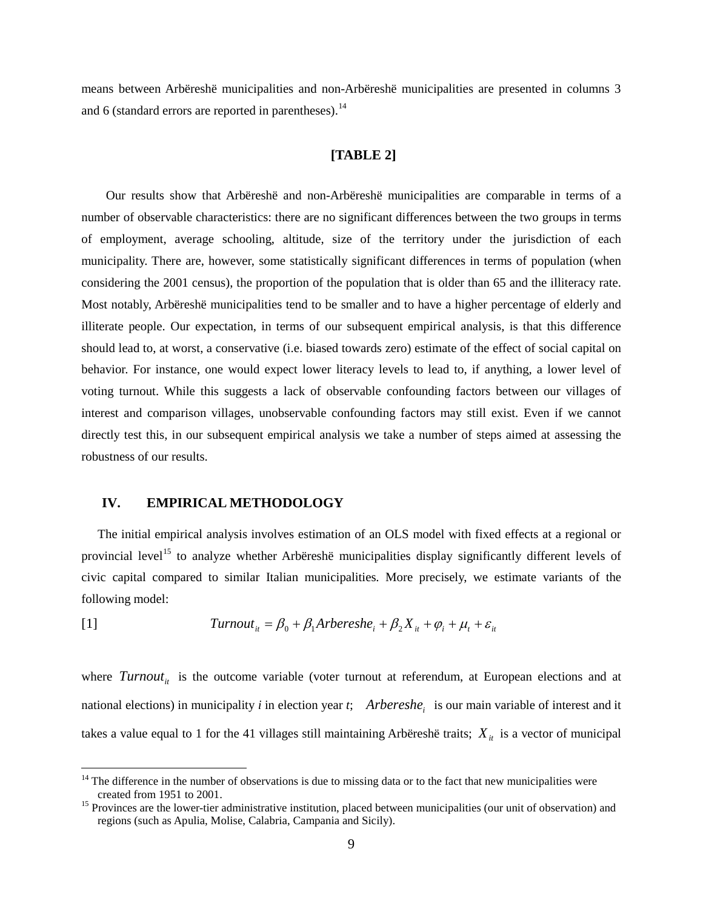means between Arbëreshë municipalities and non-Arbëreshë municipalities are presented in columns 3 and 6 (standard errors are reported in parentheses).[14]

**[TABLE 2]**

Our results show that Arbëreshë and non-Arbëreshë municipalities are comparable in terms of a number of observable characteristics: there are no significant differences between the two groups in terms of employment, average schooling, altitude, size of the territory under the jurisdiction of each municipality. There are, however, some statistically significant differences in terms of population (when considering the 2001 census), the proportion of the population that is older than 65 and the illiteracy rate. Most notably, Arbëreshë municipalities tend to be smaller and to have a higher percentage of elderly and illiterate people. Our expectation, in terms of our subsequent empirical analysis, is that this difference should lead to, at worst, a conservative (i.e. biased towards zero) estimate of the effect of social capital on behavior. For instance, one would expect lower literacy levels to lead to, if anything, a lower level of voting turnout. While this suggests a lack of observable confounding factors between our villages of interest and comparison villages, unobservable confounding factors may still exist. Even if we cannot directly test this, in our subsequent empirical analysis we take a number of steps aimed at assessing the robustness of our results.

## IV. EMPIRICAL METHODOLOGY

The initial empirical analysis involves estimation of an OLS model with fixed effects at a regional or provincial level[15] to analyze whether Arbëreshë municipalities display significantly different levels of civic capital compared to similar Italian municipalities. More precisely, we estimate variants of the following model:

$$Turnout_{it} = \beta_0 + \beta_1 Arbereshe_i + \beta_2 X_{it} + \varphi_i + \mu_t + \varepsilon_{it} \quad [1]$$

where $Turnout_{it}$ is the outcome variable (voter turnout at referendum, at European elections and at national elections) in municipality *i* in election year *t*; $Arbereshe_i$ is our main variable of interest and it takes a value equal to 1 for the 41 villages still maintaining Arbëreshë traits; $X_{it}$ is a vector of municipal

---

[14] The difference in the number of observations is due to missing data or to the fact that new municipalities were created from 1951 to 2001.

[15] Provinces are the lower-tier administrative institution, placed between municipalities (our unit of observation) and regions (such as Apulia, Molise, Calabria, Campania and Sicily).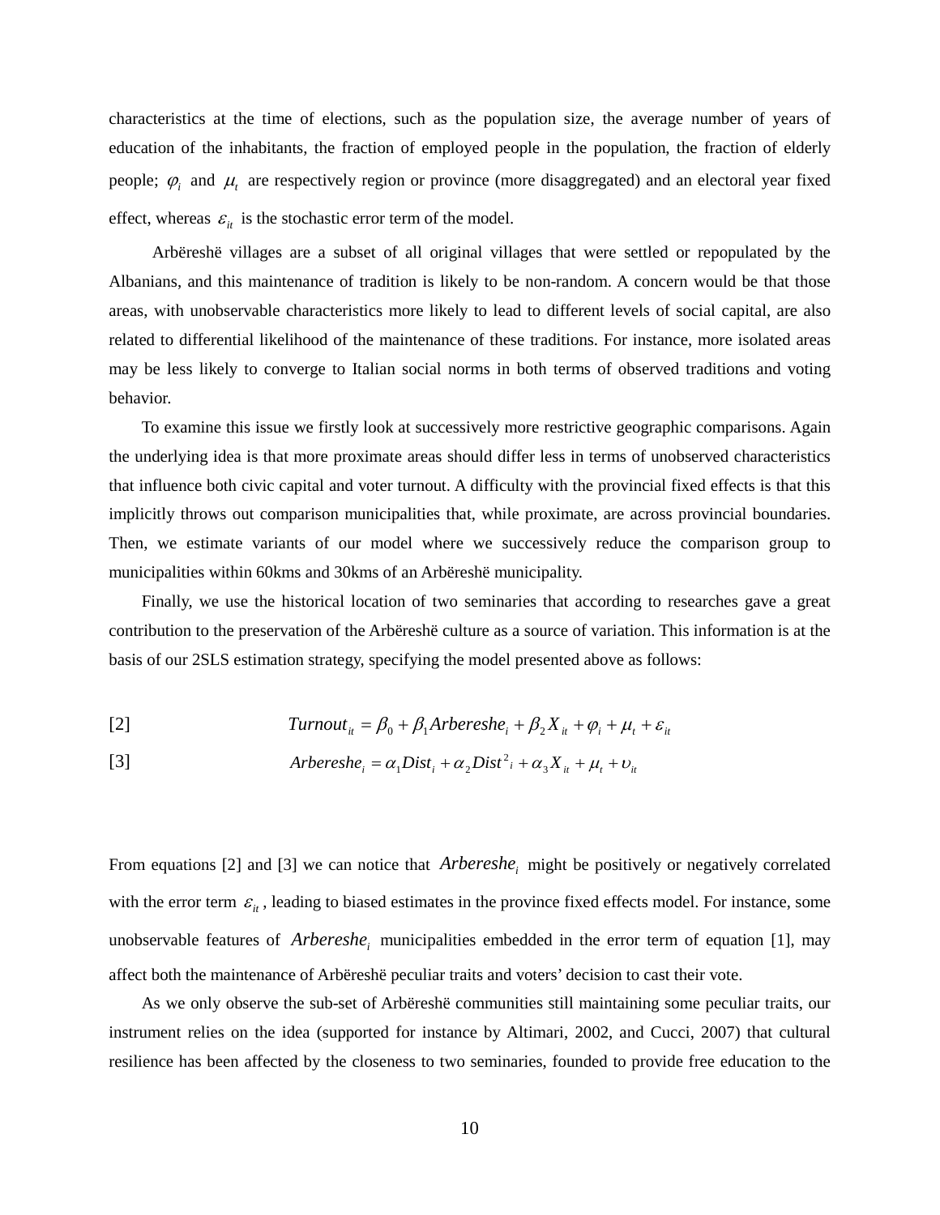characteristics at the time of elections, such as the population size, the average number of years of education of the inhabitants, the fraction of employed people in the population, the fraction of elderly people; $\varphi_i$ and $\mu_t$ are respectively region or province (more disaggregated) and an electoral year fixed effect, whereas $\varepsilon_{it}$ is the stochastic error term of the model.

Arbëreshë villages are a subset of all original villages that were settled or repopulated by the Albanians, and this maintenance of tradition is likely to be non-random. A concern would be that those areas, with unobservable characteristics more likely to lead to different levels of social capital, are also related to differential likelihood of the maintenance of these traditions. For instance, more isolated areas may be less likely to converge to Italian social norms in both terms of observed traditions and voting behavior.

To examine this issue we firstly look at successively more restrictive geographic comparisons. Again the underlying idea is that more proximate areas should differ less in terms of unobserved characteristics that influence both civic capital and voter turnout. A difficulty with the provincial fixed effects is that this implicitly throws out comparison municipalities that, while proximate, are across provincial boundaries. Then, we estimate variants of our model where we successively reduce the comparison group to municipalities within 60kms and 30kms of an Arbëreshë municipality.

Finally, we use the historical location of two seminaries that according to researches gave a great contribution to the preservation of the Arbëreshë culture as a source of variation. This information is at the basis of our 2SLS estimation strategy, specifying the model presented above as follows:

[2] $$Turnout_{it} = \beta_0 + \beta_1 Arbereshe_i + \beta_2 X_{it} + \varphi_i + \mu_t + \varepsilon_{it}$$

[3] $$Arbereshe_i = \alpha_1 Dist_i + \alpha_2 Dist^2{}_i + \alpha_3 X_{it} + \mu_t + \upsilon_{it}$$

From equations [2] and [3] we can notice that $Arbereshe_i$ might be positively or negatively correlated with the error term $\varepsilon_{it}$, leading to biased estimates in the province fixed effects model. For instance, some unobservable features of $Arbereshe_i$ municipalities embedded in the error term of equation [1], may affect both the maintenance of Arbëreshë peculiar traits and voters' decision to cast their vote.

As we only observe the sub-set of Arbëreshë communities still maintaining some peculiar traits, our instrument relies on the idea (supported for instance by Altimari, 2002, and Cucci, 2007) that cultural resilience has been affected by the closeness to two seminaries, founded to provide free education to the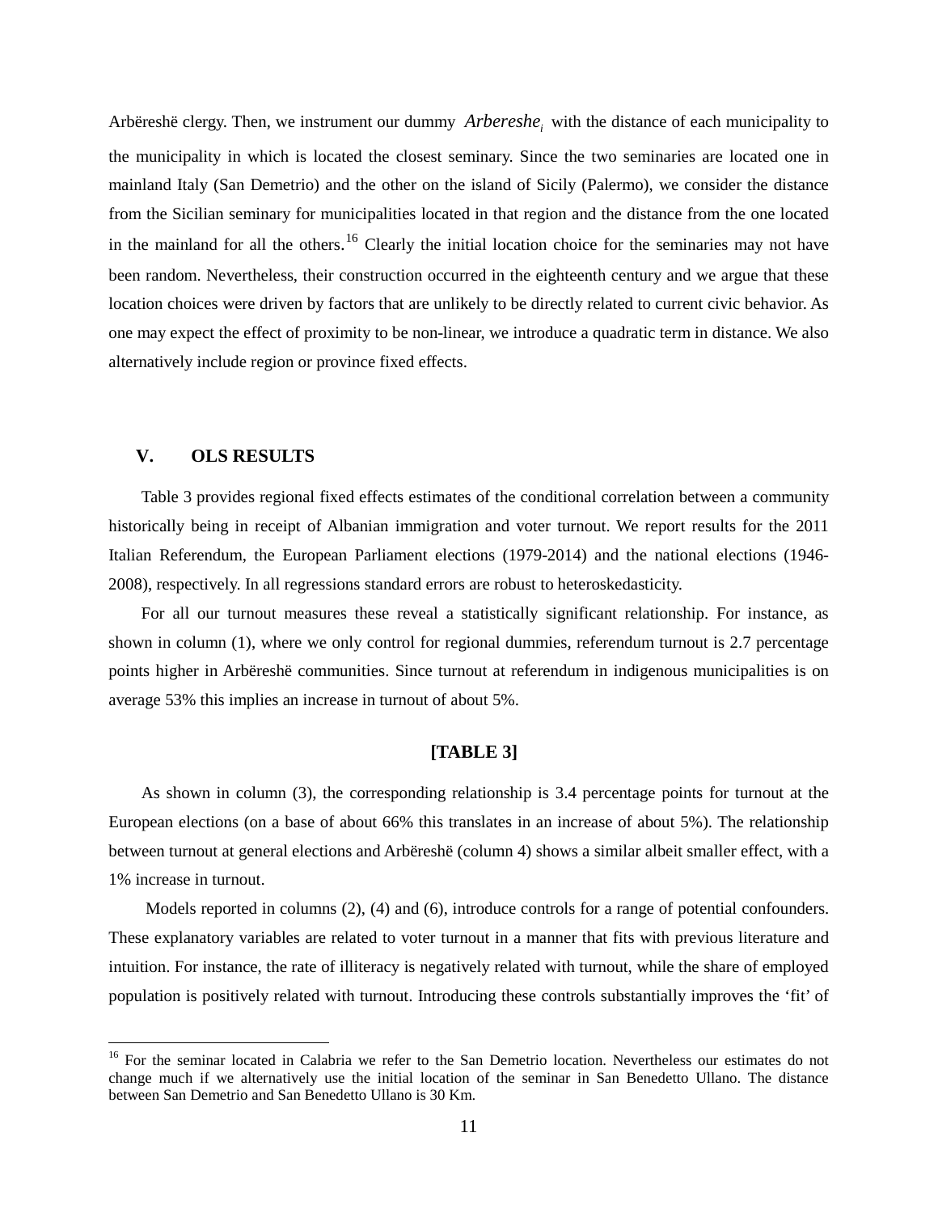Arbëreshë clergy. Then, we instrument our dummy $Arbereshe_i$ with the distance of each municipality to the municipality in which is located the closest seminary. Since the two seminaries are located one in mainland Italy (San Demetrio) and the other on the island of Sicily (Palermo), we consider the distance from the Sicilian seminary for municipalities located in that region and the distance from the one located in the mainland for all the others.[16] Clearly the initial location choice for the seminaries may not have been random. Nevertheless, their construction occurred in the eighteenth century and we argue that these location choices were driven by factors that are unlikely to be directly related to current civic behavior. As one may expect the effect of proximity to be non-linear, we introduce a quadratic term in distance. We also alternatively include region or province fixed effects.

## V. OLS RESULTS

Table 3 provides regional fixed effects estimates of the conditional correlation between a community historically being in receipt of Albanian immigration and voter turnout. We report results for the 2011 Italian Referendum, the European Parliament elections (1979-2014) and the national elections (1946-2008), respectively. In all regressions standard errors are robust to heteroskedasticity.

For all our turnout measures these reveal a statistically significant relationship. For instance, as shown in column (1), where we only control for regional dummies, referendum turnout is 2.7 percentage points higher in Arbëreshë communities. Since turnout at referendum in indigenous municipalities is on average 53% this implies an increase in turnout of about 5%.

**[TABLE 3]**

As shown in column (3), the corresponding relationship is 3.4 percentage points for turnout at the European elections (on a base of about 66% this translates in an increase of about 5%). The relationship between turnout at general elections and Arbëreshë (column 4) shows a similar albeit smaller effect, with a 1% increase in turnout.

Models reported in columns (2), (4) and (6), introduce controls for a range of potential confounders. These explanatory variables are related to voter turnout in a manner that fits with previous literature and intuition. For instance, the rate of illiteracy is negatively related with turnout, while the share of employed population is positively related with turnout. Introducing these controls substantially improves the 'fit' of

[16] For the seminar located in Calabria we refer to the San Demetrio location. Nevertheless our estimates do not change much if we alternatively use the initial location of the seminar in San Benedetto Ullano. The distance between San Demetrio and San Benedetto Ullano is 30 Km.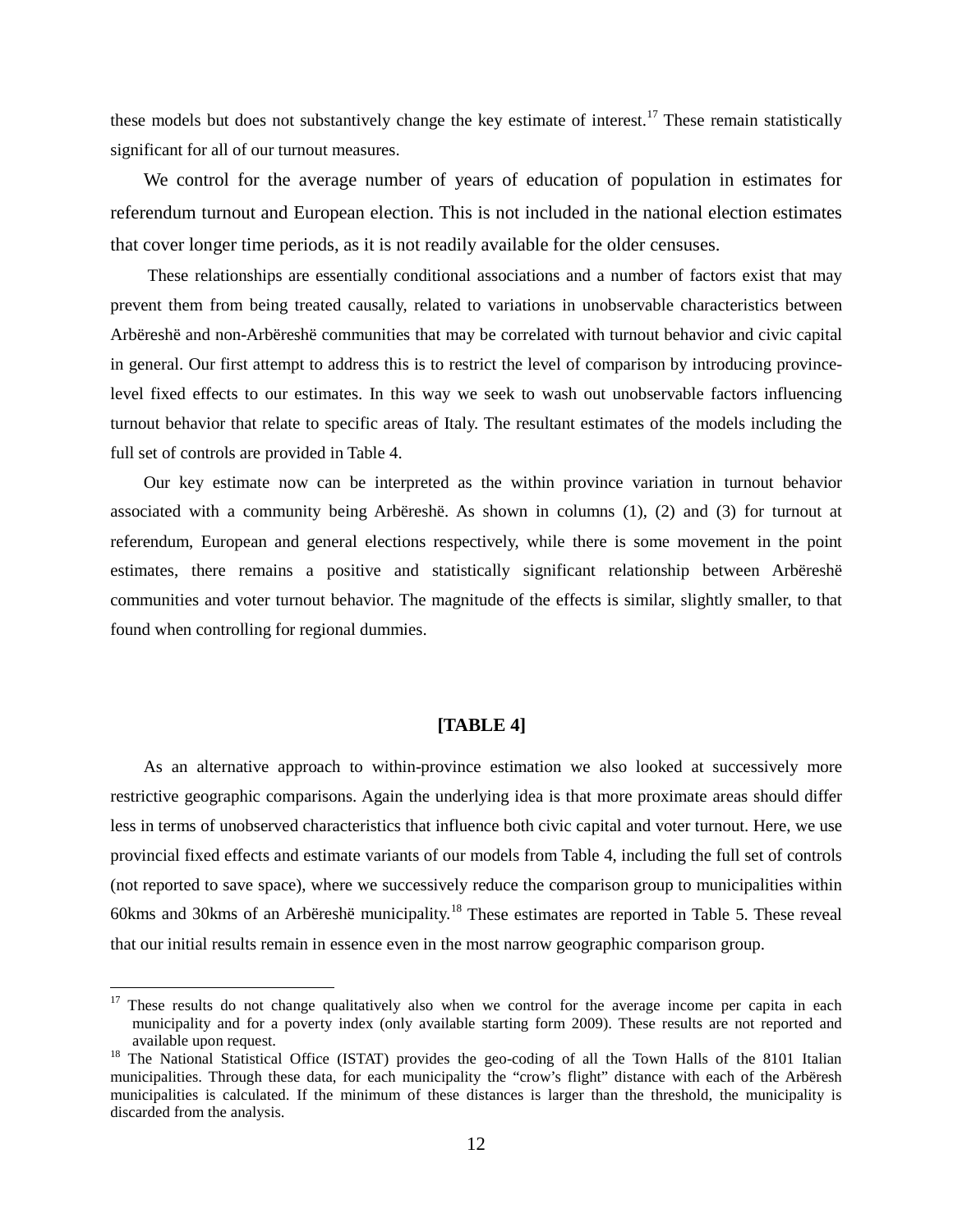these models but does not substantively change the key estimate of interest.[17] These remain statistically significant for all of our turnout measures.

We control for the average number of years of education of population in estimates for referendum turnout and European election. This is not included in the national election estimates that cover longer time periods, as it is not readily available for the older censuses.

These relationships are essentially conditional associations and a number of factors exist that may prevent them from being treated causally, related to variations in unobservable characteristics between Arbëreshë and non-Arbëreshë communities that may be correlated with turnout behavior and civic capital in general. Our first attempt to address this is to restrict the level of comparison by introducing province-level fixed effects to our estimates. In this way we seek to wash out unobservable factors influencing turnout behavior that relate to specific areas of Italy. The resultant estimates of the models including the full set of controls are provided in Table 4.

Our key estimate now can be interpreted as the within province variation in turnout behavior associated with a community being Arbëreshë. As shown in columns (1), (2) and (3) for turnout at referendum, European and general elections respectively, while there is some movement in the point estimates, there remains a positive and statistically significant relationship between Arbëreshë communities and voter turnout behavior. The magnitude of the effects is similar, slightly smaller, to that found when controlling for regional dummies.

**[TABLE 4]**

As an alternative approach to within-province estimation we also looked at successively more restrictive geographic comparisons. Again the underlying idea is that more proximate areas should differ less in terms of unobserved characteristics that influence both civic capital and voter turnout. Here, we use provincial fixed effects and estimate variants of our models from Table 4, including the full set of controls (not reported to save space), where we successively reduce the comparison group to municipalities within 60kms and 30kms of an Arbëreshë municipality.[18] These estimates are reported in Table 5. These reveal that our initial results remain in essence even in the most narrow geographic comparison group.

---

[17] These results do not change qualitatively also when we control for the average income per capita in each municipality and for a poverty index (only available starting form 2009). These results are not reported and available upon request.

[18] The National Statistical Office (ISTAT) provides the geo-coding of all the Town Halls of the 8101 Italian municipalities. Through these data, for each municipality the "crow's flight" distance with each of the Arbëresh municipalities is calculated. If the minimum of these distances is larger than the threshold, the municipality is discarded from the analysis.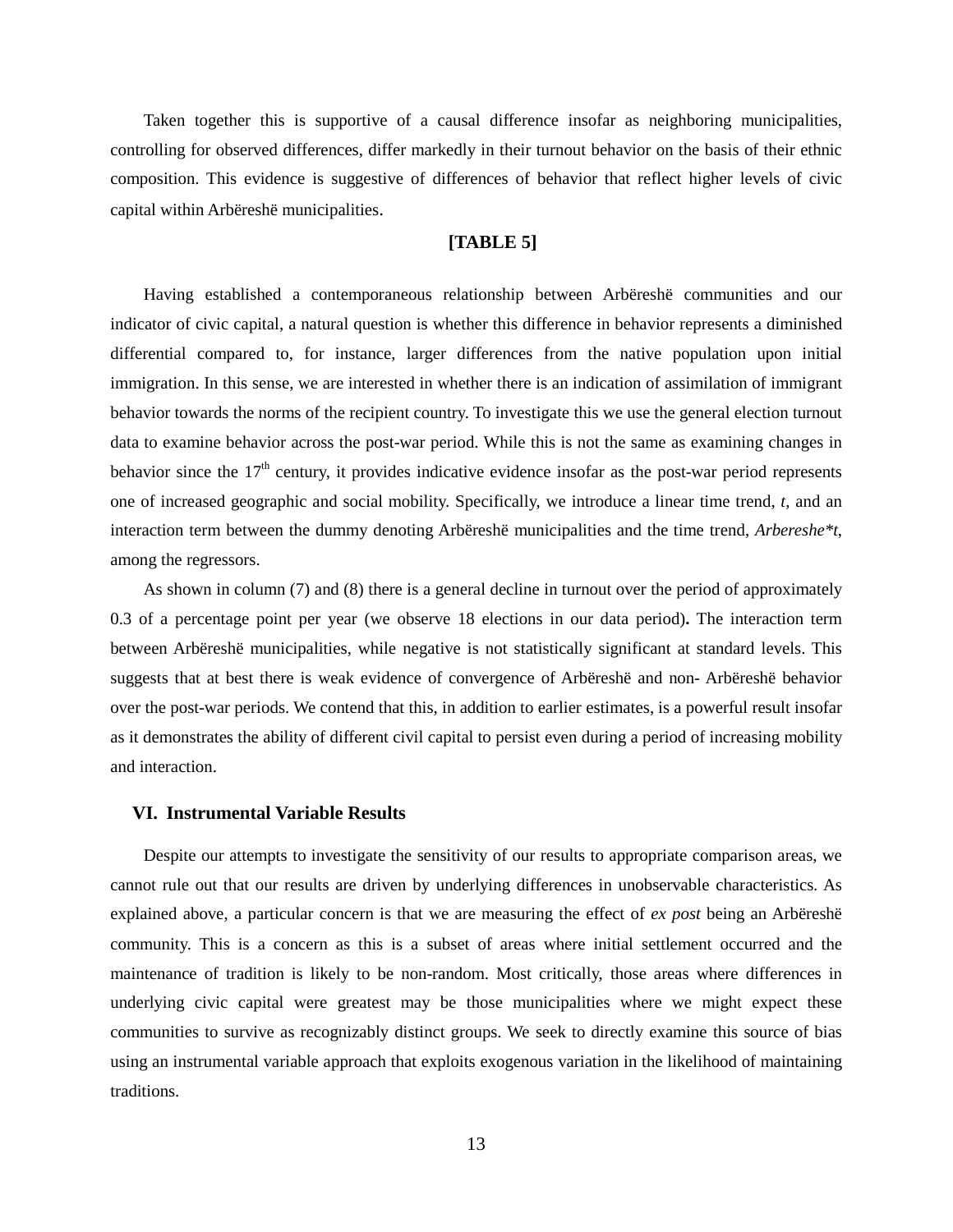Taken together this is supportive of a causal difference insofar as neighboring municipalities, controlling for observed differences, differ markedly in their turnout behavior on the basis of their ethnic composition. This evidence is suggestive of differences of behavior that reflect higher levels of civic capital within Arbëreshë municipalities.

**[TABLE 5]**

Having established a contemporaneous relationship between Arbëreshë communities and our indicator of civic capital, a natural question is whether this difference in behavior represents a diminished differential compared to, for instance, larger differences from the native population upon initial immigration. In this sense, we are interested in whether there is an indication of assimilation of immigrant behavior towards the norms of the recipient country. To investigate this we use the general election turnout data to examine behavior across the post-war period. While this is not the same as examining changes in behavior since the 17th century, it provides indicative evidence insofar as the post-war period represents one of increased geographic and social mobility. Specifically, we introduce a linear time trend, *t*, and an interaction term between the dummy denoting Arbëreshë municipalities and the time trend, *Arbereshe*t*, among the regressors.

As shown in column (7) and (8) there is a general decline in turnout over the period of approximately 0.3 of a percentage point per year (we observe 18 elections in our data period)**.** The interaction term between Arbëreshë municipalities, while negative is not statistically significant at standard levels. This suggests that at best there is weak evidence of convergence of Arbëreshë and non- Arbëreshë behavior over the post-war periods. We contend that this, in addition to earlier estimates, is a powerful result insofar as it demonstrates the ability of different civil capital to persist even during a period of increasing mobility and interaction.

## VI. Instrumental Variable Results

Despite our attempts to investigate the sensitivity of our results to appropriate comparison areas, we cannot rule out that our results are driven by underlying differences in unobservable characteristics. As explained above, a particular concern is that we are measuring the effect of *ex post* being an Arbëreshë community. This is a concern as this is a subset of areas where initial settlement occurred and the maintenance of tradition is likely to be non-random. Most critically, those areas where differences in underlying civic capital were greatest may be those municipalities where we might expect these communities to survive as recognizably distinct groups. We seek to directly examine this source of bias using an instrumental variable approach that exploits exogenous variation in the likelihood of maintaining traditions.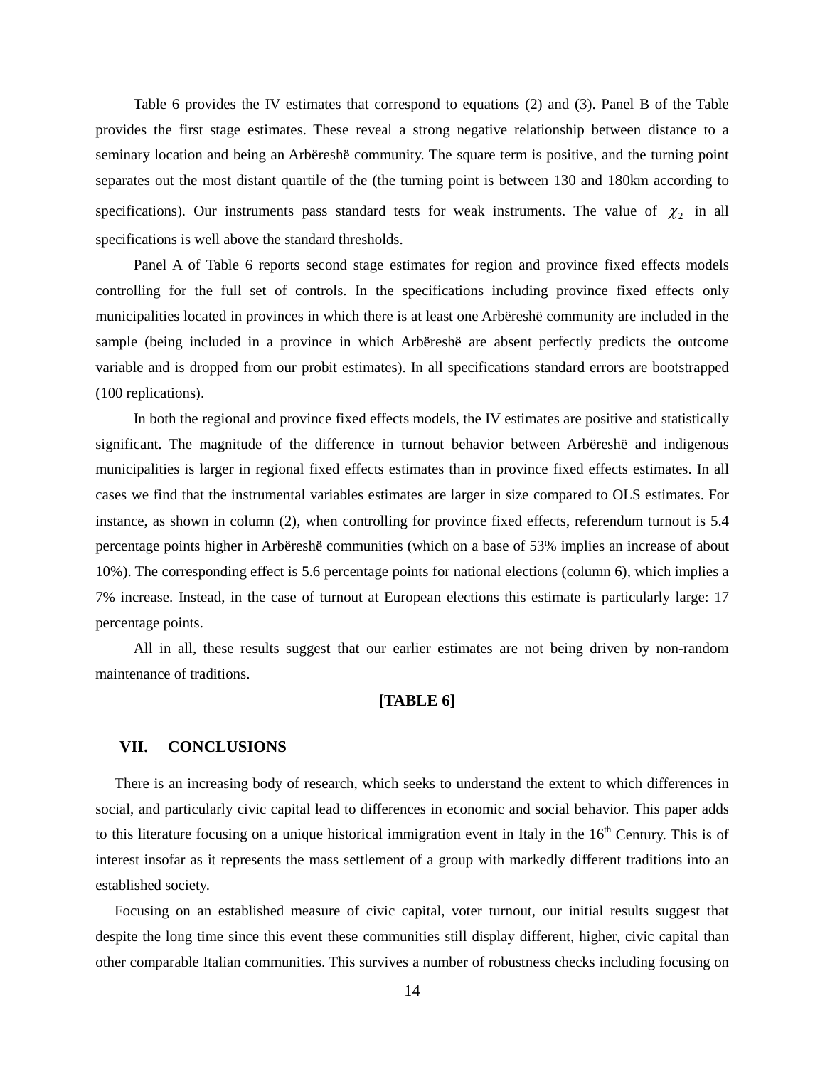Table 6 provides the IV estimates that correspond to equations (2) and (3). Panel B of the Table provides the first stage estimates. These reveal a strong negative relationship between distance to a seminary location and being an Arbëreshë community. The square term is positive, and the turning point separates out the most distant quartile of the (the turning point is between 130 and 180km according to specifications). Our instruments pass standard tests for weak instruments. The value of $\chi_2$ in all specifications is well above the standard thresholds.

Panel A of Table 6 reports second stage estimates for region and province fixed effects models controlling for the full set of controls. In the specifications including province fixed effects only municipalities located in provinces in which there is at least one Arbëreshë community are included in the sample (being included in a province in which Arbëreshë are absent perfectly predicts the outcome variable and is dropped from our probit estimates). In all specifications standard errors are bootstrapped (100 replications).

In both the regional and province fixed effects models, the IV estimates are positive and statistically significant. The magnitude of the difference in turnout behavior between Arbëreshë and indigenous municipalities is larger in regional fixed effects estimates than in province fixed effects estimates. In all cases we find that the instrumental variables estimates are larger in size compared to OLS estimates. For instance, as shown in column (2), when controlling for province fixed effects, referendum turnout is 5.4 percentage points higher in Arbëreshë communities (which on a base of 53% implies an increase of about 10%). The corresponding effect is 5.6 percentage points for national elections (column 6), which implies a 7% increase. Instead, in the case of turnout at European elections this estimate is particularly large: 17 percentage points.

All in all, these results suggest that our earlier estimates are not being driven by non-random maintenance of traditions.

**[TABLE 6]**

## VII. CONCLUSIONS

There is an increasing body of research, which seeks to understand the extent to which differences in social, and particularly civic capital lead to differences in economic and social behavior. This paper adds to this literature focusing on a unique historical immigration event in Italy in the 16th Century. This is of interest insofar as it represents the mass settlement of a group with markedly different traditions into an established society.

Focusing on an established measure of civic capital, voter turnout, our initial results suggest that despite the long time since this event these communities still display different, higher, civic capital than other comparable Italian communities. This survives a number of robustness checks including focusing on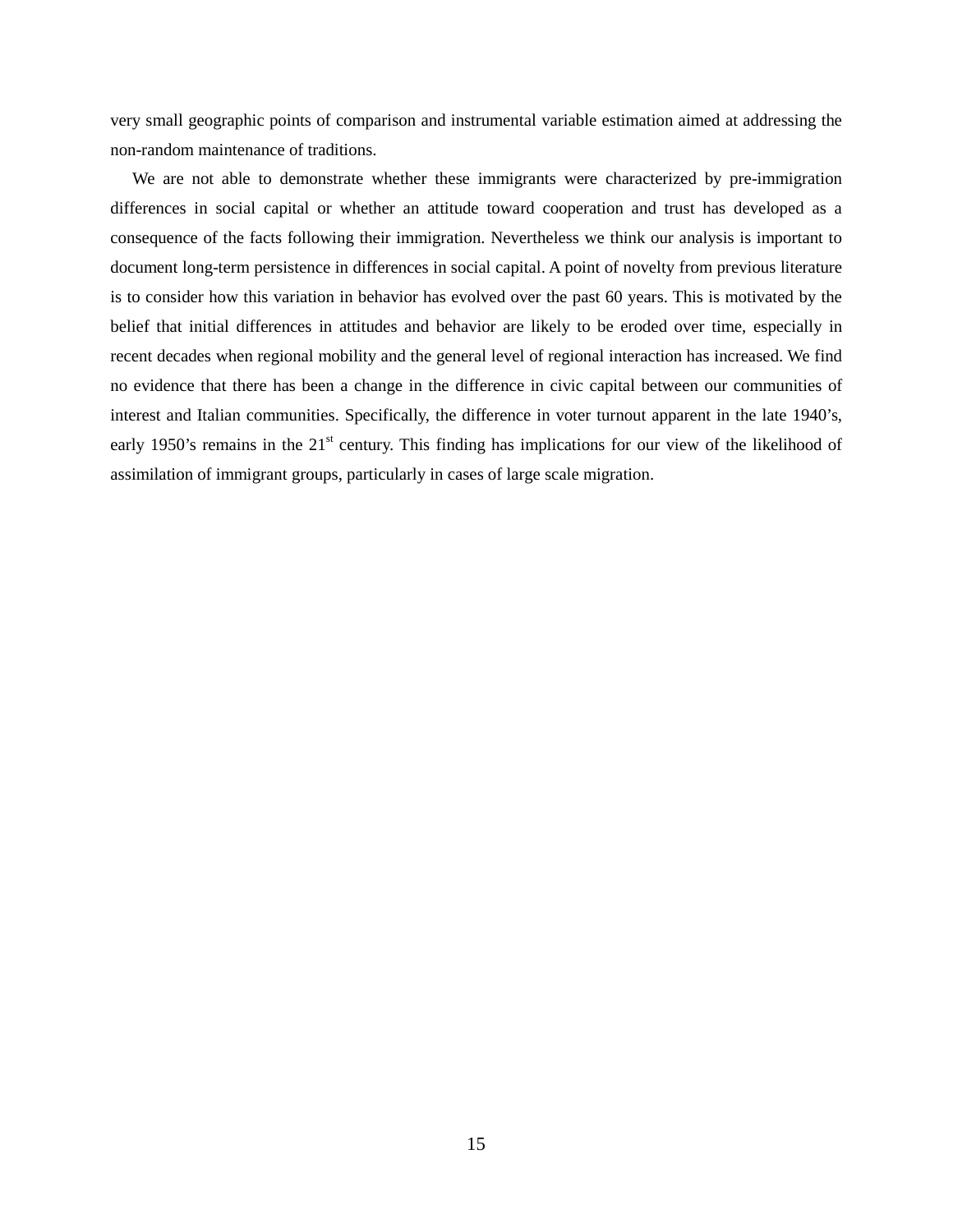very small geographic points of comparison and instrumental variable estimation aimed at addressing the non-random maintenance of traditions.

We are not able to demonstrate whether these immigrants were characterized by pre-immigration differences in social capital or whether an attitude toward cooperation and trust has developed as a consequence of the facts following their immigration. Nevertheless we think our analysis is important to document long-term persistence in differences in social capital. A point of novelty from previous literature is to consider how this variation in behavior has evolved over the past 60 years. This is motivated by the belief that initial differences in attitudes and behavior are likely to be eroded over time, especially in recent decades when regional mobility and the general level of regional interaction has increased. We find no evidence that there has been a change in the difference in civic capital between our communities of interest and Italian communities. Specifically, the difference in voter turnout apparent in the late 1940's, early 1950's remains in the 21st century. This finding has implications for our view of the likelihood of assimilation of immigrant groups, particularly in cases of large scale migration.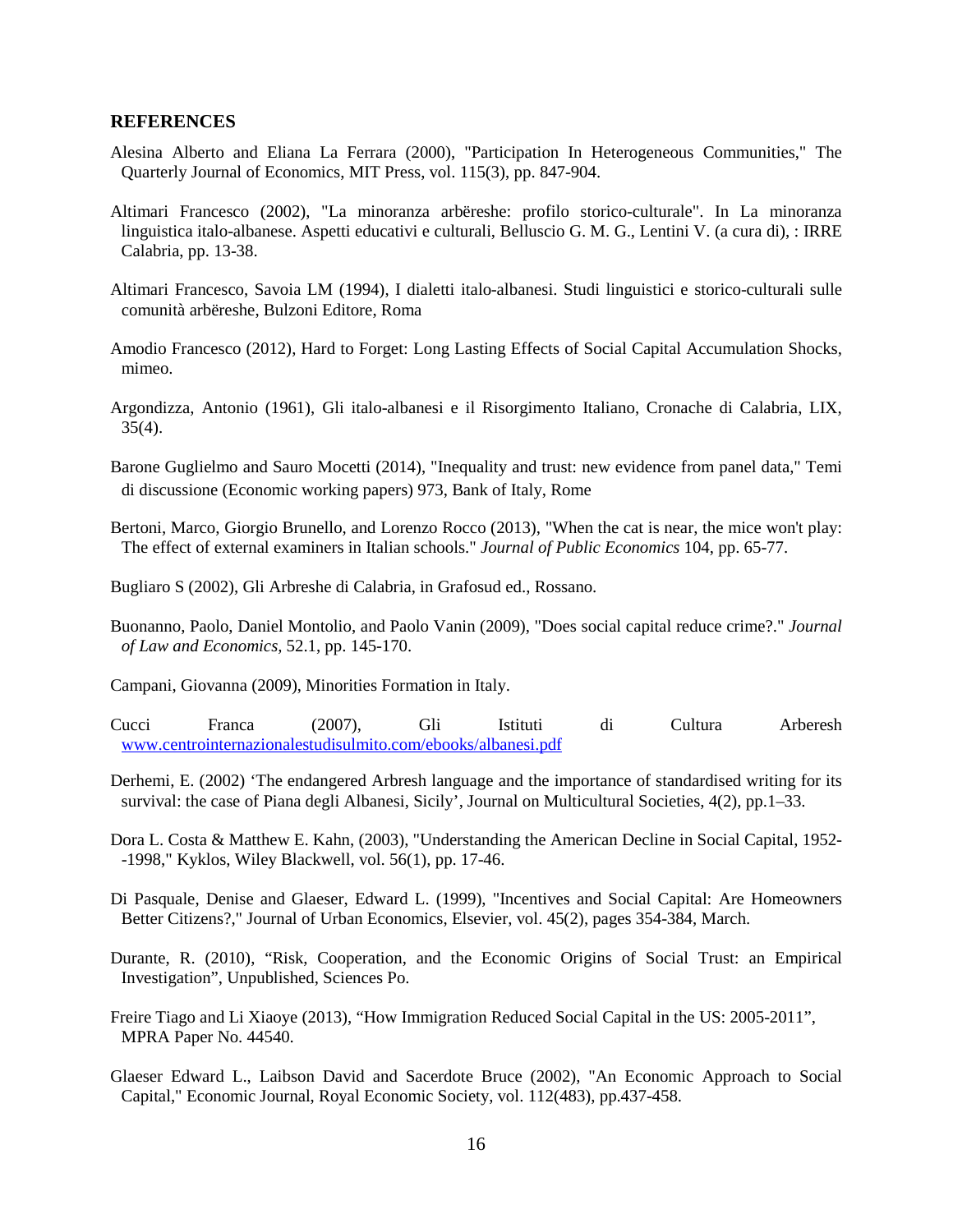## REFERENCES

Alesina Alberto and Eliana La Ferrara (2000), "Participation In Heterogeneous Communities," The Quarterly Journal of Economics, MIT Press, vol. 115(3), pp. 847-904.

Altimari Francesco (2002), "La minoranza arbëreshe: profilo storico-culturale". In La minoranza linguistica italo-albanese. Aspetti educativi e culturali, Belluscio G. M. G., Lentini V. (a cura di), : IRRE Calabria, pp. 13-38.

Altimari Francesco, Savoia LM (1994), I dialetti italo-albanesi. Studi linguistici e storico-culturali sulle comunità arbëreshe, Bulzoni Editore, Roma

Amodio Francesco (2012), Hard to Forget: Long Lasting Effects of Social Capital Accumulation Shocks, mimeo.

Argondizza, Antonio (1961), Gli italo-albanesi e il Risorgimento Italiano, Cronache di Calabria, LIX, 35(4).

Barone Guglielmo and Sauro Mocetti (2014), "Inequality and trust: new evidence from panel data," Temi di discussione (Economic working papers) 973, Bank of Italy, Rome

Bertoni, Marco, Giorgio Brunello, and Lorenzo Rocco (2013), "When the cat is near, the mice won't play: The effect of external examiners in Italian schools." *Journal of Public Economics* 104, pp. 65-77.

Bugliaro S (2002), Gli Arbreshe di Calabria, in Grafosud ed., Rossano.

Buonanno, Paolo, Daniel Montolio, and Paolo Vanin (2009), "Does social capital reduce crime?." *Journal of Law and Economics,* 52.1, pp. 145-170.

Campani, Giovanna (2009), Minorities Formation in Italy.

Cucci Franca (2007), Gli Istituti di Cultura Arberesh www.centrointernazionalestudisulmito.com/ebooks/albanesi.pdf

Derhemi, E. (2002) 'The endangered Arbresh language and the importance of standardised writing for its survival: the case of Piana degli Albanesi, Sicily', Journal on Multicultural Societies, 4(2), pp.1–33.

Dora L. Costa & Matthew E. Kahn, (2003), "Understanding the American Decline in Social Capital, 1952--1998," Kyklos, Wiley Blackwell, vol. 56(1), pp. 17-46.

Di Pasquale, Denise and Glaeser, Edward L. (1999), "Incentives and Social Capital: Are Homeowners Better Citizens?," Journal of Urban Economics, Elsevier, vol. 45(2), pages 354-384, March.

Durante, R. (2010), "Risk, Cooperation, and the Economic Origins of Social Trust: an Empirical Investigation", Unpublished, Sciences Po.

Freire Tiago and Li Xiaoye (2013), "How Immigration Reduced Social Capital in the US: 2005-2011", MPRA Paper No. 44540.

Glaeser Edward L., Laibson David and Sacerdote Bruce (2002), "An Economic Approach to Social Capital," Economic Journal, Royal Economic Society, vol. 112(483), pp.437-458.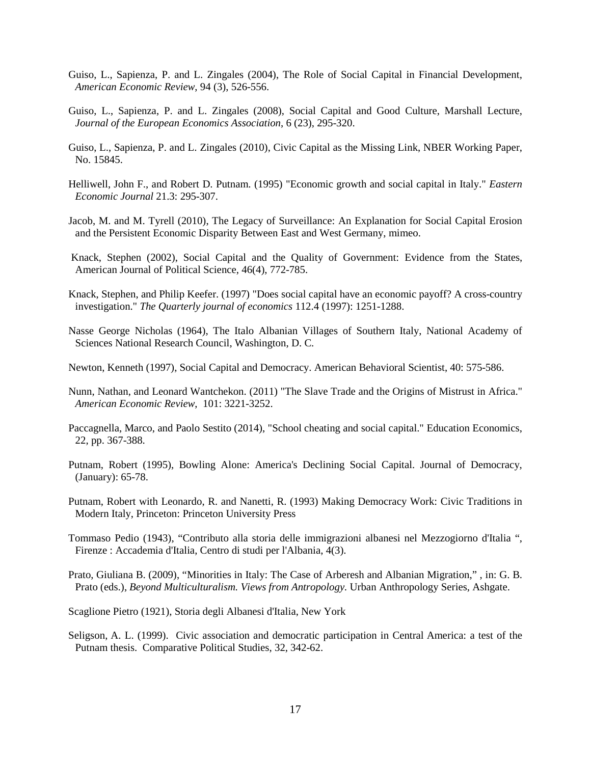Guiso, L., Sapienza, P. and L. Zingales (2004), The Role of Social Capital in Financial Development, *American Economic Review*, 94 (3), 526-556.

Guiso, L., Sapienza, P. and L. Zingales (2008), Social Capital and Good Culture, Marshall Lecture, *Journal of the European Economics Association*, 6 (23), 295-320.

Guiso, L., Sapienza, P. and L. Zingales (2010), Civic Capital as the Missing Link, NBER Working Paper, No. 15845.

Helliwell, John F., and Robert D. Putnam. (1995) "Economic growth and social capital in Italy." *Eastern Economic Journal* 21.3: 295-307.

Jacob, M. and M. Tyrell (2010), The Legacy of Surveillance: An Explanation for Social Capital Erosion and the Persistent Economic Disparity Between East and West Germany, mimeo.

Knack, Stephen (2002), Social Capital and the Quality of Government: Evidence from the States, American Journal of Political Science, 46(4), 772-785.

Knack, Stephen, and Philip Keefer. (1997) "Does social capital have an economic payoff? A cross-country investigation." *The Quarterly journal of economics* 112.4 (1997): 1251-1288.

Nasse George Nicholas (1964), The Italo Albanian Villages of Southern Italy, National Academy of Sciences National Research Council, Washington, D. C.

Newton, Kenneth (1997), Social Capital and Democracy. American Behavioral Scientist, 40: 575-586.

Nunn, Nathan, and Leonard Wantchekon. (2011) "The Slave Trade and the Origins of Mistrust in Africa." *American Economic Review,* 101: 3221-3252.

Paccagnella, Marco, and Paolo Sestito (2014), "School cheating and social capital." Education Economics, 22, pp. 367-388.

Putnam, Robert (1995), Bowling Alone: America's Declining Social Capital. Journal of Democracy, (January): 65-78.

Putnam, Robert with Leonardo, R. and Nanetti, R. (1993) Making Democracy Work: Civic Traditions in Modern Italy, Princeton: Princeton University Press

Tommaso Pedio (1943), "Contributo alla storia delle immigrazioni albanesi nel Mezzogiorno d'Italia ", Firenze : Accademia d'Italia, Centro di studi per l'Albania, 4(3).

Prato, Giuliana B. (2009), "Minorities in Italy: The Case of Arberesh and Albanian Migration," , in: G. B. Prato (eds.), *Beyond Multiculturalism. Views from Antropology.* Urban Anthropology Series, Ashgate.

Scaglione Pietro (1921), Storia degli Albanesi d'Italia, New York

Seligson, A. L. (1999). Civic association and democratic participation in Central America: a test of the Putnam thesis. Comparative Political Studies, 32, 342-62.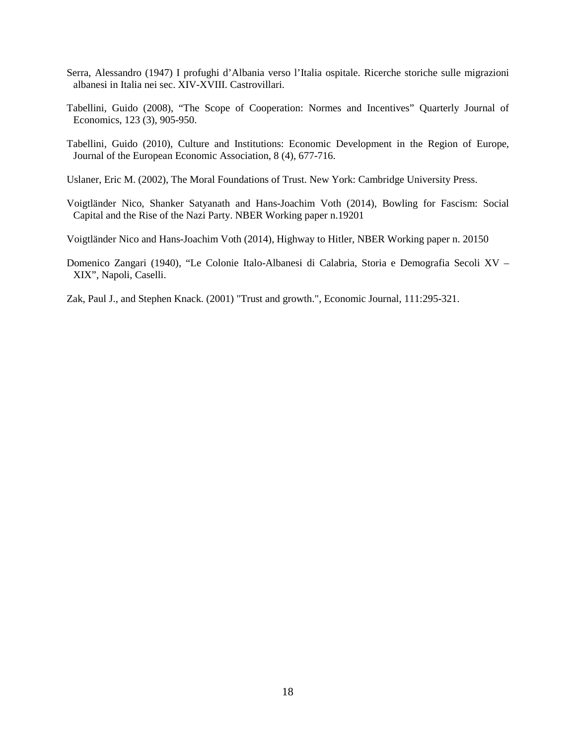Serra, Alessandro (1947) I profughi d'Albania verso l'Italia ospitale. Ricerche storiche sulle migrazioni albanesi in Italia nei sec. XIV-XVIII. Castrovillari.

Tabellini, Guido (2008), "The Scope of Cooperation: Normes and Incentives" Quarterly Journal of Economics, 123 (3), 905-950.

Tabellini, Guido (2010), Culture and Institutions: Economic Development in the Region of Europe, Journal of the European Economic Association, 8 (4), 677-716.

Uslaner, Eric M. (2002), The Moral Foundations of Trust. New York: Cambridge University Press.

Voigtländer Nico, Shanker Satyanath and Hans-Joachim Voth (2014), Bowling for Fascism: Social Capital and the Rise of the Nazi Party. NBER Working paper n.19201

Voigtländer Nico and Hans-Joachim Voth (2014), Highway to Hitler, NBER Working paper n. 20150

Domenico Zangari (1940), "Le Colonie Italo-Albanesi di Calabria, Storia e Demografia Secoli XV – XIX", Napoli, Caselli.

Zak, Paul J., and Stephen Knack. (2001) "Trust and growth.", Economic Journal, 111:295-321.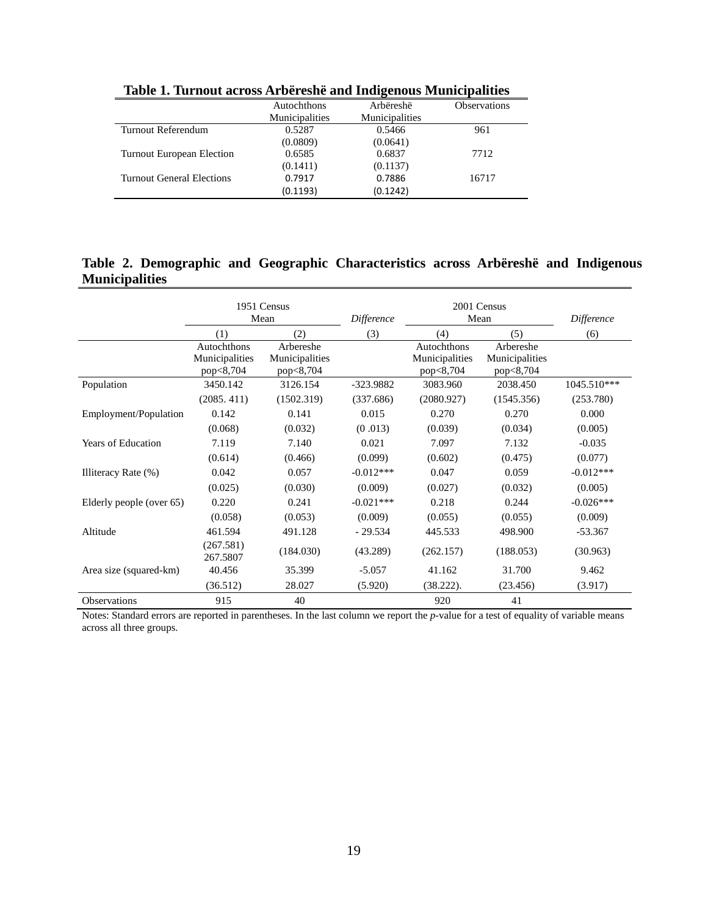**Table 1. Turnout across Arbëreshë and Indigenous Municipalities**

| | Autochthons Municipalities | Arbëreshë Municipalities | Observations |
|---|---|---|---|
| Turnout Referendum | 0.5287 | 0.5466 | 961 |
| | (0.0809) | (0.0641) | |
| Turnout European Election | 0.6585 | 0.6837 | 7712 |
| | (0.1411) | (0.1137) | |
| Turnout General Elections | 0.7917 | 0.7886 | 16717 |
| | (0.1193) | (0.1242) | |

**Table 2. Demographic and Geographic Characteristics across Arbëreshë and Indigenous Municipalities**

| | 1951 Census Mean | | *Difference* | 2001 Census Mean | | *Difference* |
|---|---|---|---|---|---|---|
| | (1) | (2) | (3) | (4) | (5) | (6) |
| | Autochthons Municipalities pop<8,704 | Arbereshe Municipalities pop<8,704 | | Autochthons Municipalities pop<8,704 | Arbereshe Municipalities pop<8,704 | |
| Population | 3450.142 | 3126.154 | -323.9882 | 3083.960 | 2038.450 | 1045.510*** |
| | (2085. 411) | (1502.319) | (337.686) | (2080.927) | (1545.356) | (253.780) |
| Employment/Population | 0.142 | 0.141 | 0.015 | 0.270 | 0.270 | 0.000 |
| | (0.068) | (0.032) | (0 .013) | (0.039) | (0.034) | (0.005) |
| Years of Education | 7.119 | 7.140 | 0.021 | 7.097 | 7.132 | -0.035 |
| | (0.614) | (0.466) | (0.099) | (0.602) | (0.475) | (0.077) |
| Illiteracy Rate (%) | 0.042 | 0.057 | -0.012*** | 0.047 | 0.059 | -0.012*** |
| | (0.025) | (0.030) | (0.009) | (0.027) | (0.032) | (0.005) |
| Elderly people (over 65) | 0.220 | 0.241 | -0.021*** | 0.218 | 0.244 | -0.026*** |
| | (0.058) | (0.053) | (0.009) | (0.055) | (0.055) | (0.009) |
| Altitude | 461.594 | 491.128 | - 29.534 | 445.533 | 498.900 | -53.367 |
| | (267.581) 267.5807 | (184.030) | (43.289) | (262.157) | (188.053) | (30.963) |
| Area size (squared-km) | 40.456 | 35.399 | -5.057 | 41.162 | 31.700 | 9.462 |
| | (36.512) | 28.027 | (5.920) | (38.222). | (23.456) | (3.917) |
| Observations | 915 | 40 | | 920 | 41 | |

Notes: Standard errors are reported in parentheses. In the last column we report the *p*-value for a test of equality of variable means across all three groups.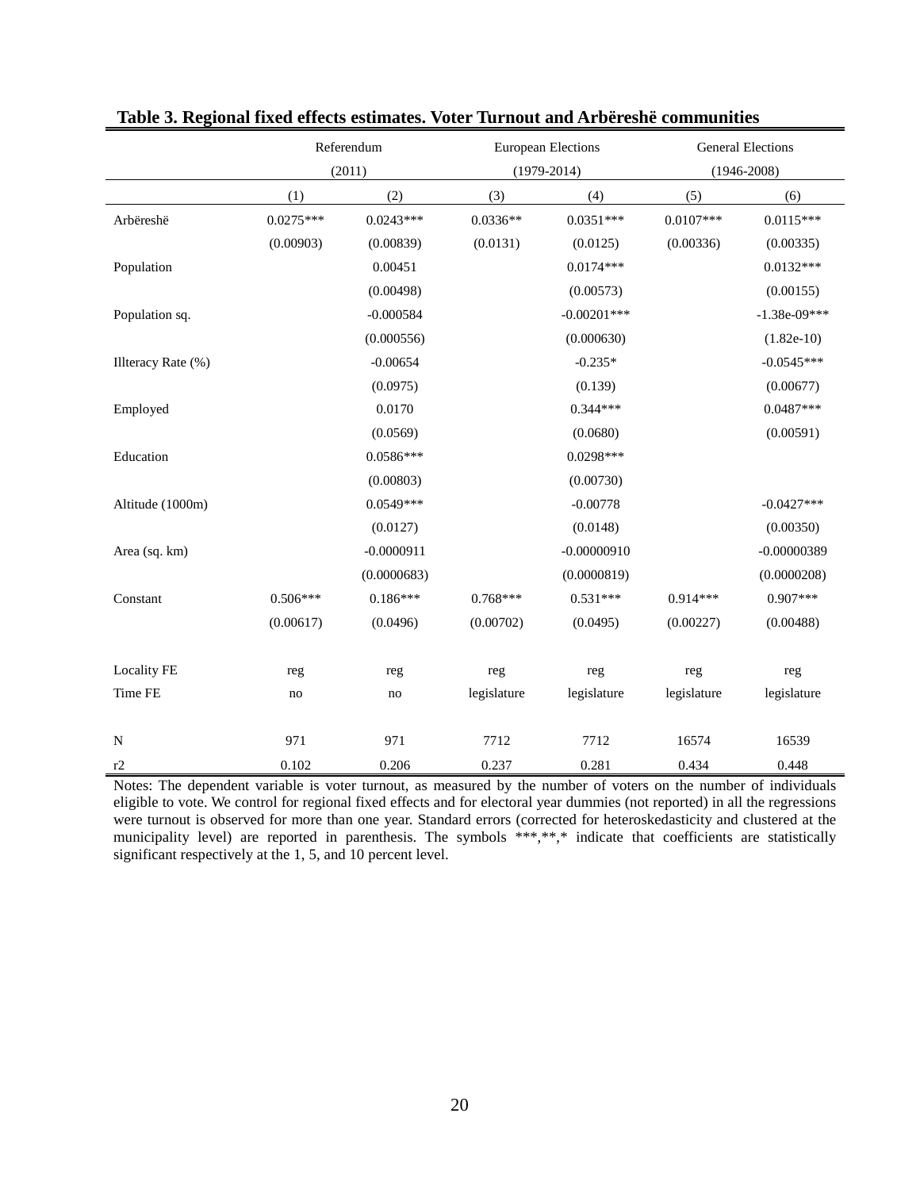**Table 3. Regional fixed effects estimates. Voter Turnout and Arbëreshë communities**

| | Referendum (2011) | | European Elections (1979-2014) | | General Elections (1946-2008) | |
|---|---|---|---|---|---|---|
| | (1) | (2) | (3) | (4) | (5) | (6) |
| Arbëreshë | 0.0275*** | 0.0243*** | 0.0336** | 0.0351*** | 0.0107*** | 0.0115*** |
| | (0.00903) | (0.00839) | (0.0131) | (0.0125) | (0.00336) | (0.00335) |
| Population | | 0.00451 | | 0.0174*** | | 0.0132*** |
| | | (0.00498) | | (0.00573) | | (0.00155) |
| Population sq. | | -0.000584 | | -0.00201*** | | -1.38e-09*** |
| | | (0.000556) | | (0.000630) | | (1.82e-10) |
| Illteracy Rate (%) | | -0.00654 | | -0.235* | | -0.0545*** |
| | | (0.0975) | | (0.139) | | (0.00677) |
| Employed | | 0.0170 | | 0.344*** | | 0.0487*** |
| | | (0.0569) | | (0.0680) | | (0.00591) |
| Education | | 0.0586*** | | 0.0298*** | | |
| | | (0.00803) | | (0.00730) | | |
| Altitude (1000m) | | 0.0549*** | | -0.00778 | | -0.0427*** |
| | | (0.0127) | | (0.0148) | | (0.00350) |
| Area (sq. km) | | -0.0000911 | | -0.00000910 | | -0.00000389 |
| | | (0.0000683) | | (0.0000819) | | (0.0000208) |
| Constant | 0.506*** | 0.186*** | 0.768*** | 0.531*** | 0.914*** | 0.907*** |
| | (0.00617) | (0.0496) | (0.00702) | (0.0495) | (0.00227) | (0.00488) |
| Locality FE | reg | reg | reg | reg | reg | reg |
| Time FE | no | no | legislature | legislature | legislature | legislature |
| N | 971 | 971 | 7712 | 7712 | 16574 | 16539 |
| r2 | 0.102 | 0.206 | 0.237 | 0.281 | 0.434 | 0.448 |

Notes: The dependent variable is voter turnout, as measured by the number of voters on the number of individuals eligible to vote. We control for regional fixed effects and for electoral year dummies (not reported) in all the regressions were turnout is observed for more than one year. Standard errors (corrected for heteroskedasticity and clustered at the municipality level) are reported in parenthesis. The symbols ***,**,* indicate that coefficients are statistically significant respectively at the 1, 5, and 10 percent level.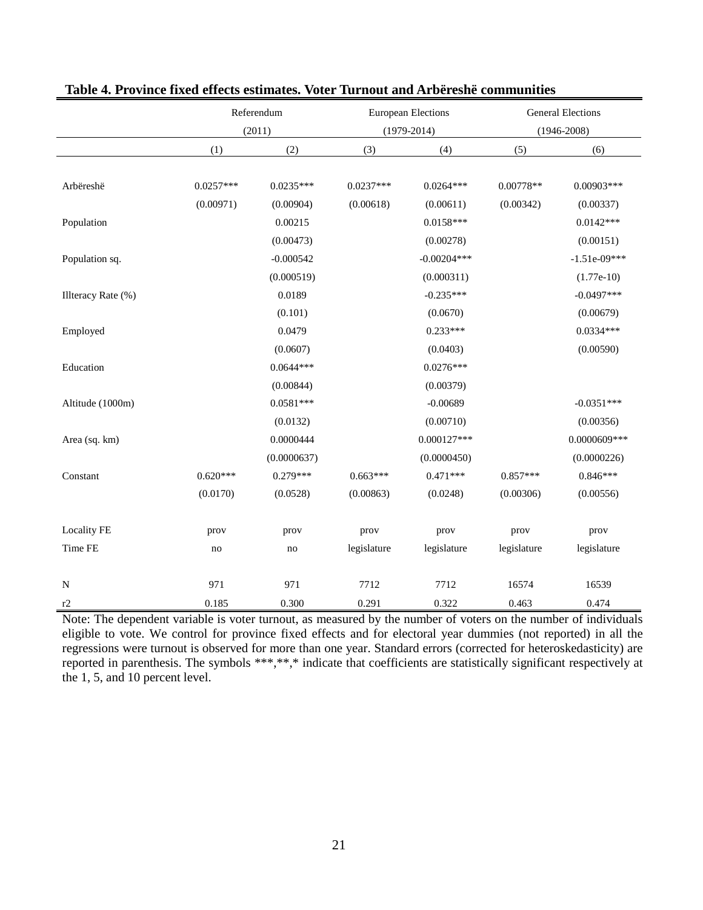**Table 4. Province fixed effects estimates. Voter Turnout and Arbëreshë communities**

| | Referendum (2011) | | European Elections (1979-2014) | | General Elections (1946-2008) | |
|---|---|---|---|---|---|---|
| | (1) | (2) | (3) | (4) | (5) | (6) |
| Arbëreshë | 0.0257*** | 0.0235*** | 0.0237*** | 0.0264*** | 0.00778** | 0.00903*** |
| | (0.00971) | (0.00904) | (0.00618) | (0.00611) | (0.00342) | (0.00337) |
| Population | | 0.00215 | | 0.0158*** | | 0.0142*** |
| | | (0.00473) | | (0.00278) | | (0.00151) |
| Population sq. | | -0.000542 | | -0.00204*** | | -1.51e-09*** |
| | | (0.000519) | | (0.000311) | | (1.77e-10) |
| Illteracy Rate (%) | | 0.0189 | | -0.235*** | | -0.0497*** |
| | | (0.101) | | (0.0670) | | (0.00679) |
| Employed | | 0.0479 | | 0.233*** | | 0.0334*** |
| | | (0.0607) | | (0.0403) | | (0.00590) |
| Education | | 0.0644*** | | 0.0276*** | | |
| | | (0.00844) | | (0.00379) | | |
| Altitude (1000m) | | 0.0581*** | | -0.00689 | | -0.0351*** |
| | | (0.0132) | | (0.00710) | | (0.00356) |
| Area (sq. km) | | 0.0000444 | | 0.000127*** | | 0.0000609*** |
| | | (0.0000637) | | (0.0000450) | | (0.0000226) |
| Constant | 0.620*** | 0.279*** | 0.663*** | 0.471*** | 0.857*** | 0.846*** |
| | (0.0170) | (0.0528) | (0.00863) | (0.0248) | (0.00306) | (0.00556) |
| Locality FE | prov | prov | prov | prov | prov | prov |
| Time FE | no | no | legislature | legislature | legislature | legislature |
| N | 971 | 971 | 7712 | 7712 | 16574 | 16539 |
| r2 | 0.185 | 0.300 | 0.291 | 0.322 | 0.463 | 0.474 |

Note: The dependent variable is voter turnout, as measured by the number of voters on the number of individuals eligible to vote. We control for province fixed effects and for electoral year dummies (not reported) in all the regressions were turnout is observed for more than one year. Standard errors (corrected for heteroskedasticity) are reported in parenthesis. The symbols ***,**,* indicate that coefficients are statistically significant respectively at the 1, 5, and 10 percent level.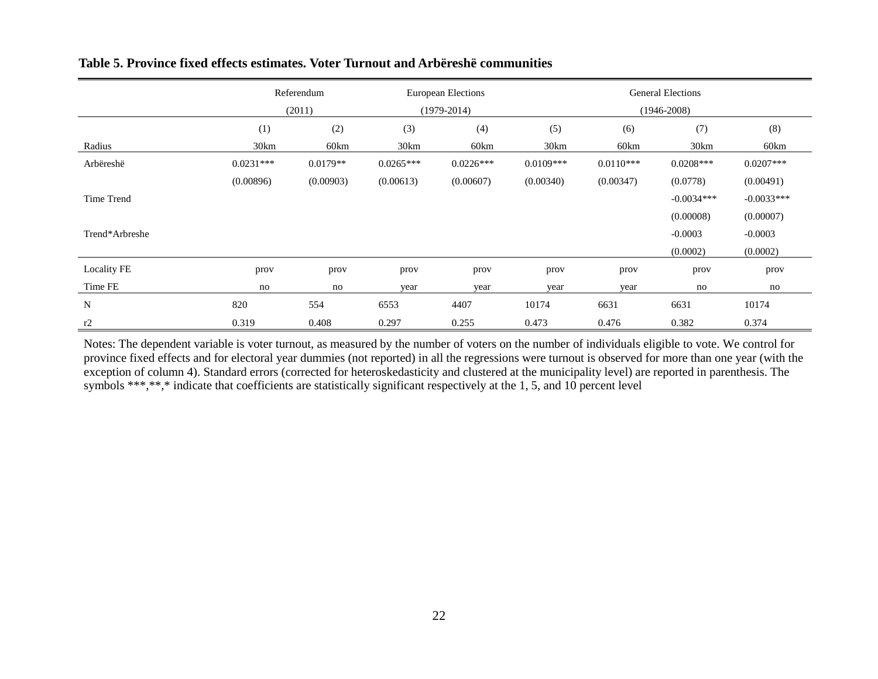**Table 5. Province fixed effects estimates. Voter Turnout and Arbëreshë communities**

| | Referendum (2011) | | European Elections (1979-2014) | | General Elections (1946-2008) | | | |
|---|---|---|---|---|---|---|---|---|
| | (1) | (2) | (3) | (4) | (5) | (6) | (7) | (8) |
| Radius | 30km | 60km | 30km | 60km | 30km | 60km | 30km | 60km |
| Arbëreshë | 0.0231*** | 0.0179** | 0.0265*** | 0.0226*** | 0.0109*** | 0.0110*** | 0.0208*** | 0.0207*** |
| | (0.00896) | (0.00903) | (0.00613) | (0.00607) | (0.00340) | (0.00347) | (0.0778) | (0.00491) |
| Time Trend | | | | | | | -0.0034*** | -0.0033*** |
| | | | | | | | (0.00008) | (0.00007) |
| Trend*Arbreshe | | | | | | | -0.0003 | -0.0003 |
| | | | | | | | (0.0002) | (0.0002) |
| Locality FE | prov | prov | prov | prov | prov | prov | prov | prov |
| Time FE | no | no | year | year | year | year | no | no |
| N | 820 | 554 | 6553 | 4407 | 10174 | 6631 | 6631 | 10174 |
| r2 | 0.319 | 0.408 | 0.297 | 0.255 | 0.473 | 0.476 | 0.382 | 0.374 |

Notes: The dependent variable is voter turnout, as measured by the number of voters on the number of individuals eligible to vote. We control for province fixed effects and for electoral year dummies (not reported) in all the regressions were turnout is observed for more than one year (with the exception of column 4). Standard errors (corrected for heteroskedasticity and clustered at the municipality level) are reported in parenthesis. The symbols ***,**,* indicate that coefficients are statistically significant respectively at the 1, 5, and 10 percent level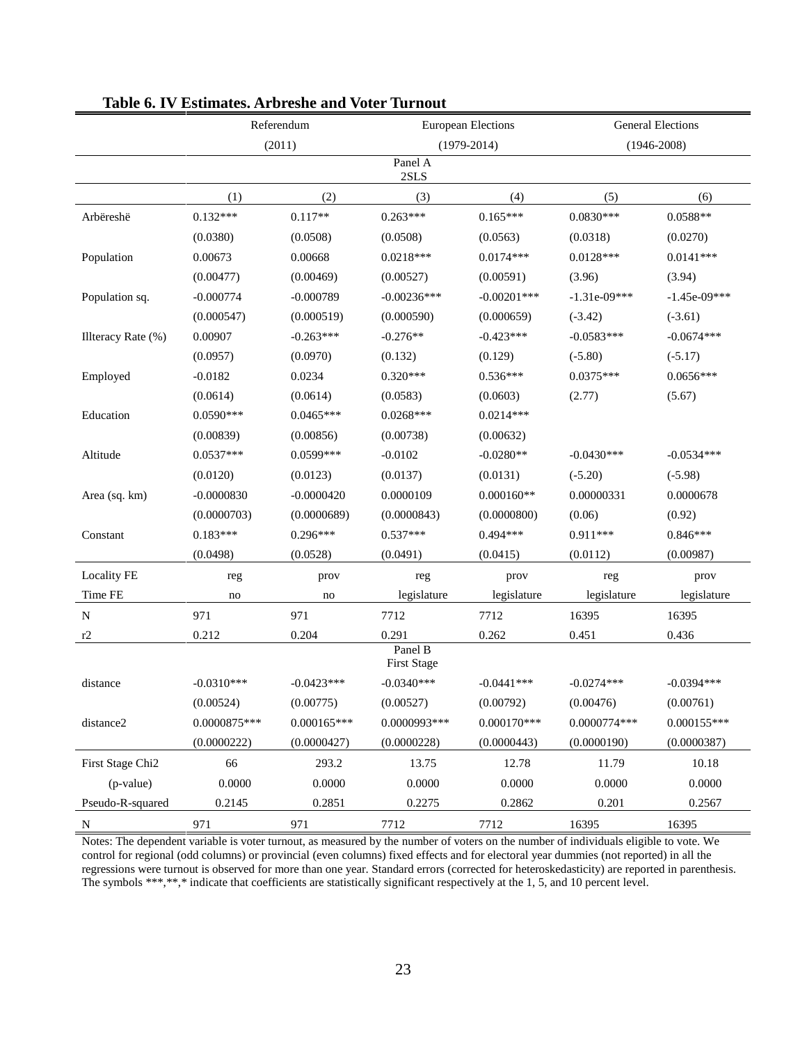**Table 6. IV Estimates. Arbreshe and Voter Turnout**

| | Referendum (2011) | | European Elections (1979-2014) | | General Elections (1946-2008) | |
|---|---|---|---|---|---|---|
| | Panel A 2SLS | | | | | |
| | (1) | (2) | (3) | (4) | (5) | (6) |
| Arbëreshë | 0.132*** | 0.117** | 0.263*** | 0.165*** | 0.0830*** | 0.0588** |
| | (0.0380) | (0.0508) | (0.0508) | (0.0563) | (0.0318) | (0.0270) |
| Population | 0.00673 | 0.00668 | 0.0218*** | 0.0174*** | 0.0128*** | 0.0141*** |
| | (0.00477) | (0.00469) | (0.00527) | (0.00591) | (3.96) | (3.94) |
| Population sq. | -0.000774 | -0.000789 | -0.00236*** | -0.00201*** | -1.31e-09*** | -1.45e-09*** |
| | (0.000547) | (0.000519) | (0.000590) | (0.000659) | (-3.42) | (-3.61) |
| Illteracy Rate (%) | 0.00907 | -0.263*** | -0.276** | -0.423*** | -0.0583*** | -0.0674*** |
| | (0.0957) | (0.0970) | (0.132) | (0.129) | (-5.80) | (-5.17) |
| Employed | -0.0182 | 0.0234 | 0.320*** | 0.536*** | 0.0375*** | 0.0656*** |
| | (0.0614) | (0.0614) | (0.0583) | (0.0603) | (2.77) | (5.67) |
| Education | 0.0590*** | 0.0465*** | 0.0268*** | 0.0214*** | | |
| | (0.00839) | (0.00856) | (0.00738) | (0.00632) | | |
| Altitude | 0.0537*** | 0.0599*** | -0.0102 | -0.0280** | -0.0430*** | -0.0534*** |
| | (0.0120) | (0.0123) | (0.0137) | (0.0131) | (-5.20) | (-5.98) |
| Area (sq. km) | -0.0000830 | -0.0000420 | 0.0000109 | 0.000160** | 0.00000331 | 0.0000678 |
| | (0.0000703) | (0.0000689) | (0.0000843) | (0.0000800) | (0.06) | (0.92) |
| Constant | 0.183*** | 0.296*** | 0.537*** | 0.494*** | 0.911*** | 0.846*** |
| | (0.0498) | (0.0528) | (0.0491) | (0.0415) | (0.0112) | (0.00987) |
| Locality FE | reg | prov | reg | prov | reg | prov |
| Time FE | no | no | legislature | legislature | legislature | legislature |
| N | 971 | 971 | 7712 | 7712 | 16395 | 16395 |
| r2 | 0.212 | 0.204 | 0.291 | 0.262 | 0.451 | 0.436 |
| | Panel B First Stage | | | | | |
| distance | -0.0310*** | -0.0423*** | -0.0340*** | -0.0441*** | -0.0274*** | -0.0394*** |
| | (0.00524) | (0.00775) | (0.00527) | (0.00792) | (0.00476) | (0.00761) |
| distance2 | 0.0000875*** | 0.000165*** | 0.0000993*** | 0.000170*** | 0.0000774*** | 0.000155*** |
| | (0.0000222) | (0.0000427) | (0.0000228) | (0.0000443) | (0.0000190) | (0.0000387) |
| First Stage Chi2 | 66 | 293.2 | 13.75 | 12.78 | 11.79 | 10.18 |
| (p-value) | 0.0000 | 0.0000 | 0.0000 | 0.0000 | 0.0000 | 0.0000 |
| Pseudo-R-squared | 0.2145 | 0.2851 | 0.2275 | 0.2862 | 0.201 | 0.2567 |
| N | 971 | 971 | 7712 | 7712 | 16395 | 16395 |

Notes: The dependent variable is voter turnout, as measured by the number of voters on the number of individuals eligible to vote. We control for regional (odd columns) or provincial (even columns) fixed effects and for electoral year dummies (not reported) in all the regressions were turnout is observed for more than one year. Standard errors (corrected for heteroskedasticity) are reported in parenthesis. The symbols ***,**,* indicate that coefficients are statistically significant respectively at the 1, 5, and 10 percent level.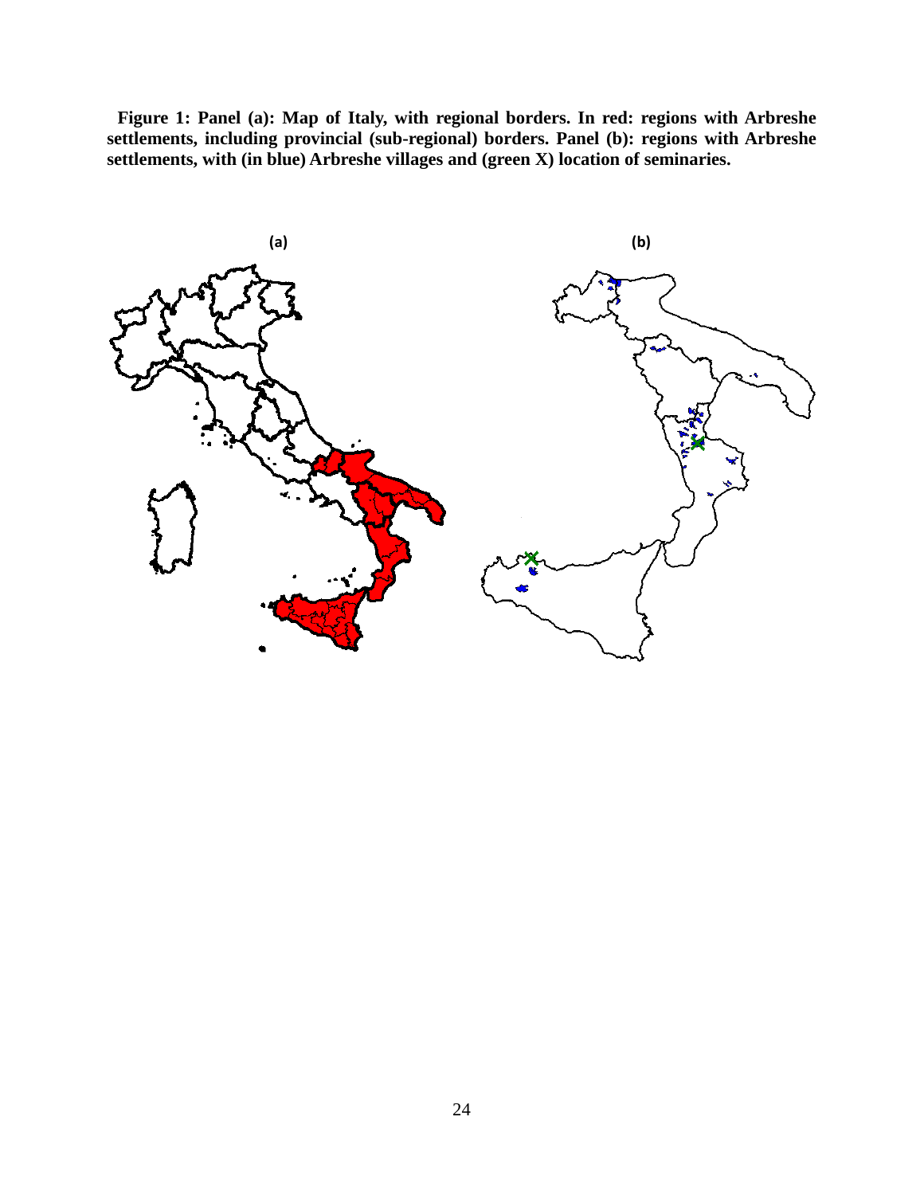**Figure 1: Panel (a): Map of Italy, with regional borders. In red: regions with Arbreshe settlements, including provincial (sub-regional) borders. Panel (b): regions with Arbreshe settlements, with (in blue) Arbreshe villages and (green X) location of seminaries.**

(a)

(b)